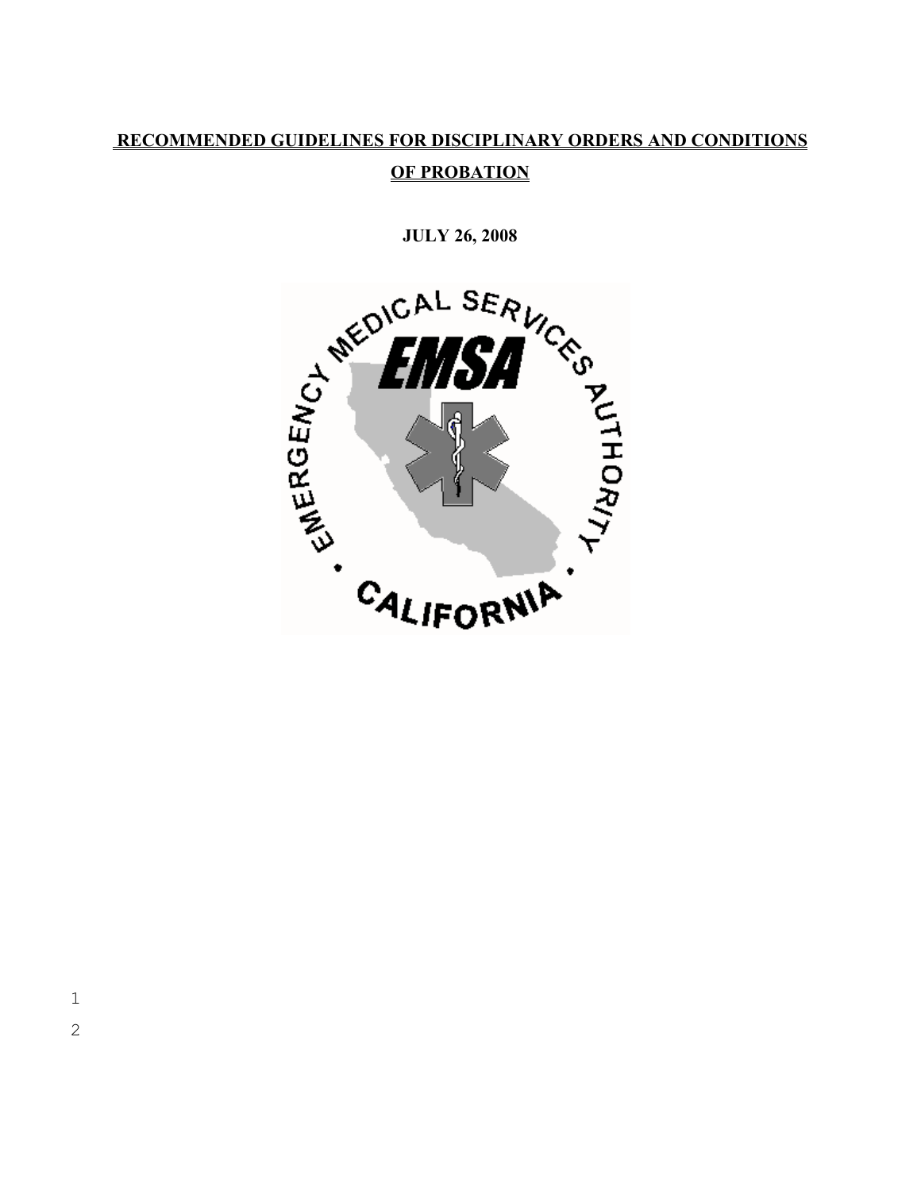# RECOMMENDED GUIDELINES FOR DISCIPLINARY ORDERS AND CONDITIONS OF PROBATION

**JULY 26, 2008**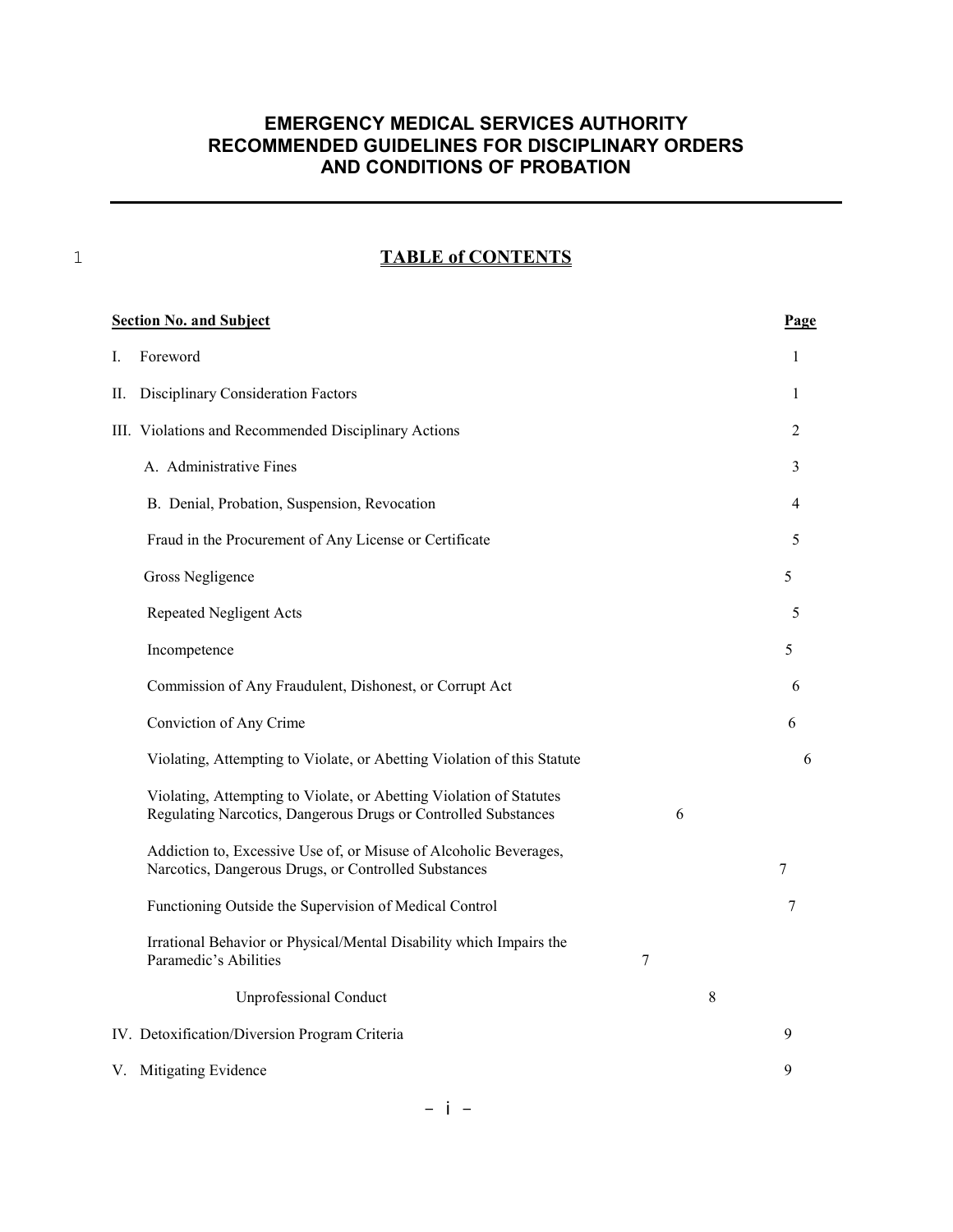# EMERGENCY MEDICAL SERVICES AUTHORITY RECOMMENDED GUIDELINES FOR DISCIPLINARY ORDERS AND CONDITIONS OF PROBATION

## TABLE of CONTENTS

| Section No. and Subject | Page |
|---|---|
| I. Foreword | 1 |
| II. Disciplinary Consideration Factors | 1 |
| III. Violations and Recommended Disciplinary Actions | 2 |
| A. Administrative Fines | 3 |
| B. Denial, Probation, Suspension, Revocation | 4 |
| Fraud in the Procurement of Any License or Certificate | 5 |
| Gross Negligence | 5 |
| Repeated Negligent Acts | 5 |
| Incompetence | 5 |
| Commission of Any Fraudulent, Dishonest, or Corrupt Act | 6 |
| Conviction of Any Crime | 6 |
| Violating, Attempting to Violate, or Abetting Violation of this Statute | 6 |
| Violating, Attempting to Violate, or Abetting Violation of Statutes Regulating Narcotics, Dangerous Drugs or Controlled Substances | 6 |
| Addiction to, Excessive Use of, or Misuse of Alcoholic Beverages, Narcotics, Dangerous Drugs, or Controlled Substances | 7 |
| Functioning Outside the Supervision of Medical Control | 7 |
| Irrational Behavior or Physical/Mental Disability which Impairs the Paramedic's Abilities | 7 |
| Unprofessional Conduct | 8 |
| IV. Detoxification/Diversion Program Criteria | 9 |
| V. Mitigating Evidence | 9 |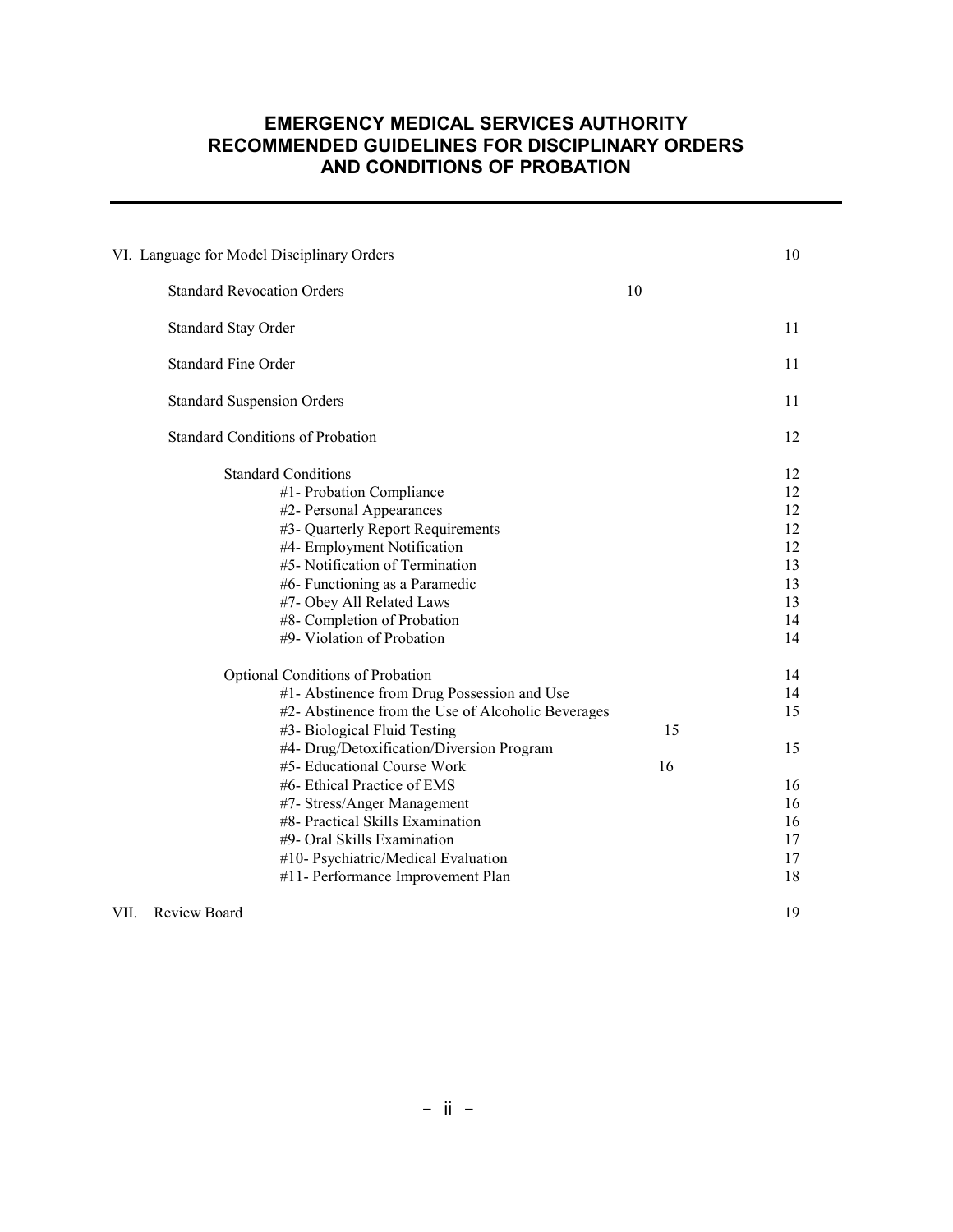# EMERGENCY MEDICAL SERVICES AUTHORITY RECOMMENDED GUIDELINES FOR DISCIPLINARY ORDERS AND CONDITIONS OF PROBATION

| | |
|---|---|
| VI. Language for Model Disciplinary Orders | 10 |
| Standard Revocation Orders | 10 |
| Standard Stay Order | 11 |
| Standard Fine Order | 11 |
| Standard Suspension Orders | 11 |
| Standard Conditions of Probation | 12 |
| Standard Conditions | 12 |
| #1- Probation Compliance | 12 |
| #2- Personal Appearances | 12 |
| #3- Quarterly Report Requirements | 12 |
| #4- Employment Notification | 12 |
| #5- Notification of Termination | 13 |
| #6- Functioning as a Paramedic | 13 |
| #7- Obey All Related Laws | 13 |
| #8- Completion of Probation | 14 |
| #9- Violation of Probation | 14 |
| Optional Conditions of Probation | 14 |
| #1- Abstinence from Drug Possession and Use | 14 |
| #2- Abstinence from the Use of Alcoholic Beverages | 15 |
| #3- Biological Fluid Testing | 15 |
| #4- Drug/Detoxification/Diversion Program | 15 |
| #5- Educational Course Work | 16 |
| #6- Ethical Practice of EMS | 16 |
| #7- Stress/Anger Management | 16 |
| #8- Practical Skills Examination | 16 |
| #9- Oral Skills Examination | 17 |
| #10- Psychiatric/Medical Evaluation | 17 |
| #11- Performance Improvement Plan | 18 |
| VII. Review Board | 19 |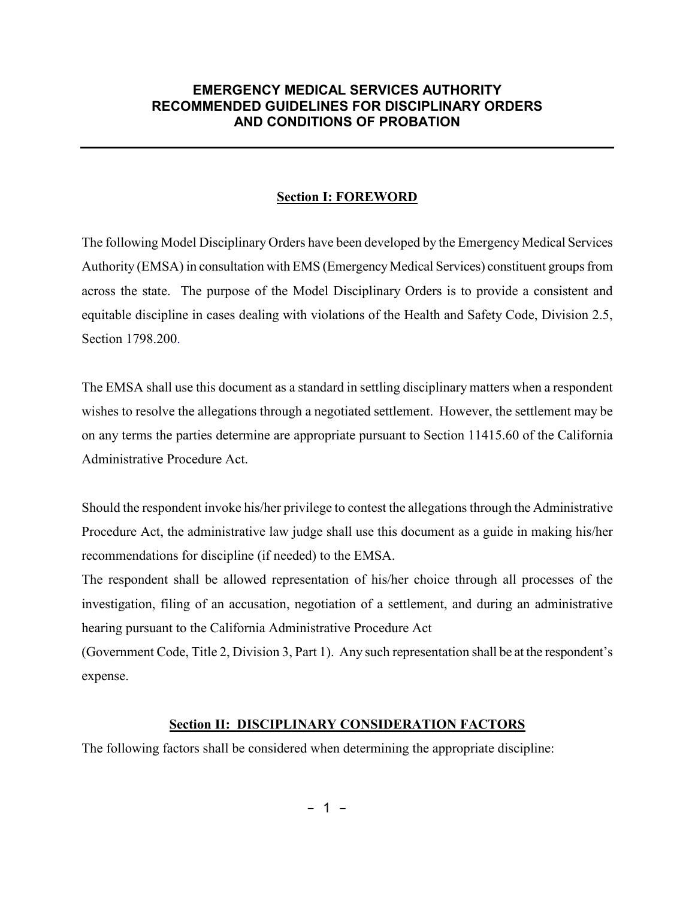# EMERGENCY MEDICAL SERVICES AUTHORITY RECOMMENDED GUIDELINES FOR DISCIPLINARY ORDERS AND CONDITIONS OF PROBATION

## Section I: FOREWORD

The following Model Disciplinary Orders have been developed by the Emergency Medical Services Authority (EMSA) in consultation with EMS (Emergency Medical Services) constituent groups from across the state. The purpose of the Model Disciplinary Orders is to provide a consistent and equitable discipline in cases dealing with violations of the Health and Safety Code, Division 2.5, Section 1798.200.

The EMSA shall use this document as a standard in settling disciplinary matters when a respondent wishes to resolve the allegations through a negotiated settlement. However, the settlement may be on any terms the parties determine are appropriate pursuant to Section 11415.60 of the California Administrative Procedure Act.

Should the respondent invoke his/her privilege to contest the allegations through the Administrative Procedure Act, the administrative law judge shall use this document as a guide in making his/her recommendations for discipline (if needed) to the EMSA.

The respondent shall be allowed representation of his/her choice through all processes of the investigation, filing of an accusation, negotiation of a settlement, and during an administrative hearing pursuant to the California Administrative Procedure Act (Government Code, Title 2, Division 3, Part 1). Any such representation shall be at the respondent's expense.

## Section II: DISCIPLINARY CONSIDERATION FACTORS

The following factors shall be considered when determining the appropriate discipline: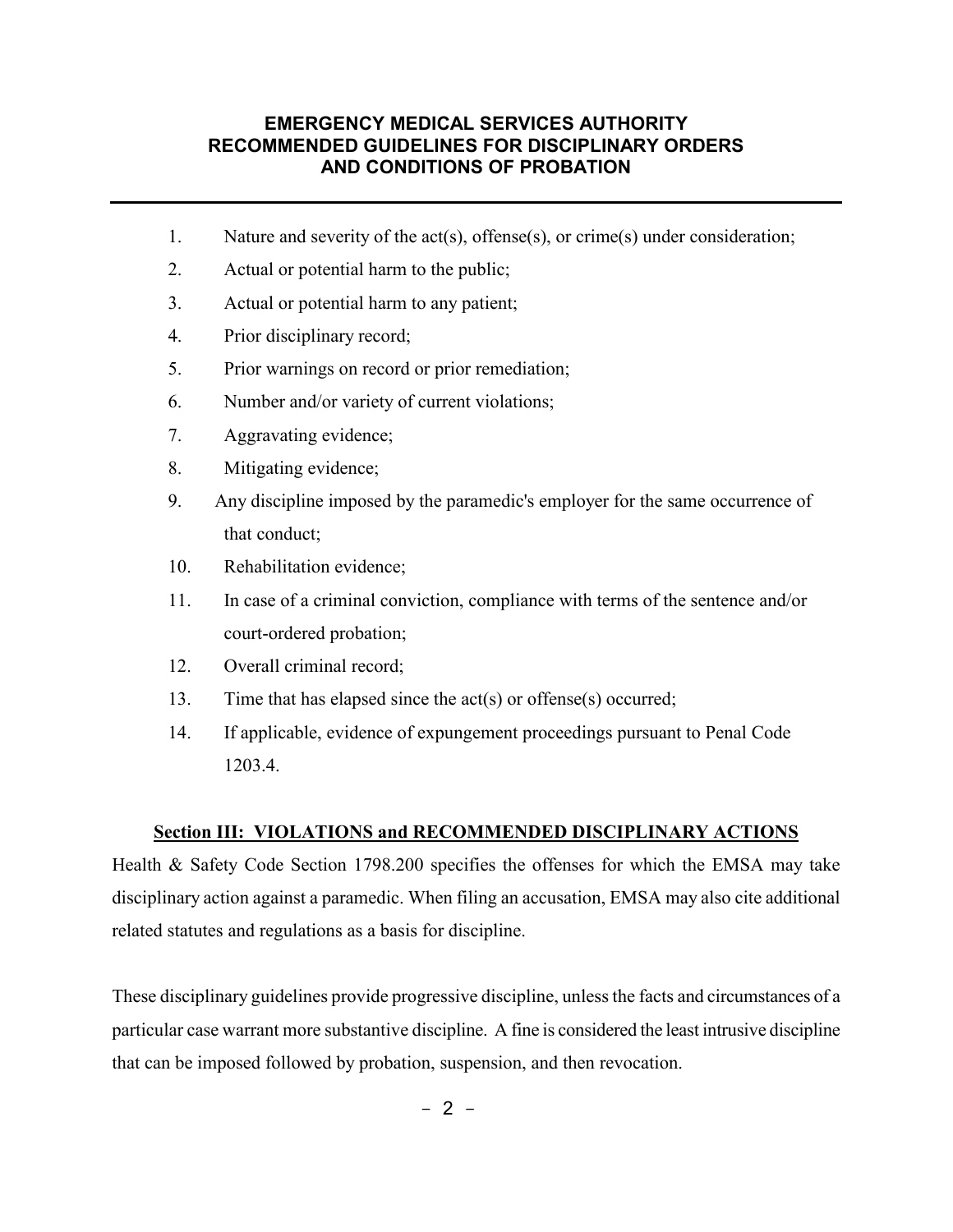1. Nature and severity of the act(s), offense(s), or crime(s) under consideration;
2. Actual or potential harm to the public;
3. Actual or potential harm to any patient;
4. Prior disciplinary record;
5. Prior warnings on record or prior remediation;
6. Number and/or variety of current violations;
7. Aggravating evidence;
8. Mitigating evidence;
9. Any discipline imposed by the paramedic's employer for the same occurrence of that conduct;
10. Rehabilitation evidence;
11. In case of a criminal conviction, compliance with terms of the sentence and/or court-ordered probation;
12. Overall criminal record;
13. Time that has elapsed since the act(s) or offense(s) occurred;
14. If applicable, evidence of expungement proceedings pursuant to Penal Code 1203.4.

## Section III: VIOLATIONS and RECOMMENDED DISCIPLINARY ACTIONS

Health & Safety Code Section 1798.200 specifies the offenses for which the EMSA may take disciplinary action against a paramedic. When filing an accusation, EMSA may also cite additional related statutes and regulations as a basis for discipline.

These disciplinary guidelines provide progressive discipline, unless the facts and circumstances of a particular case warrant more substantive discipline. A fine is considered the least intrusive discipline that can be imposed followed by probation, suspension, and then revocation.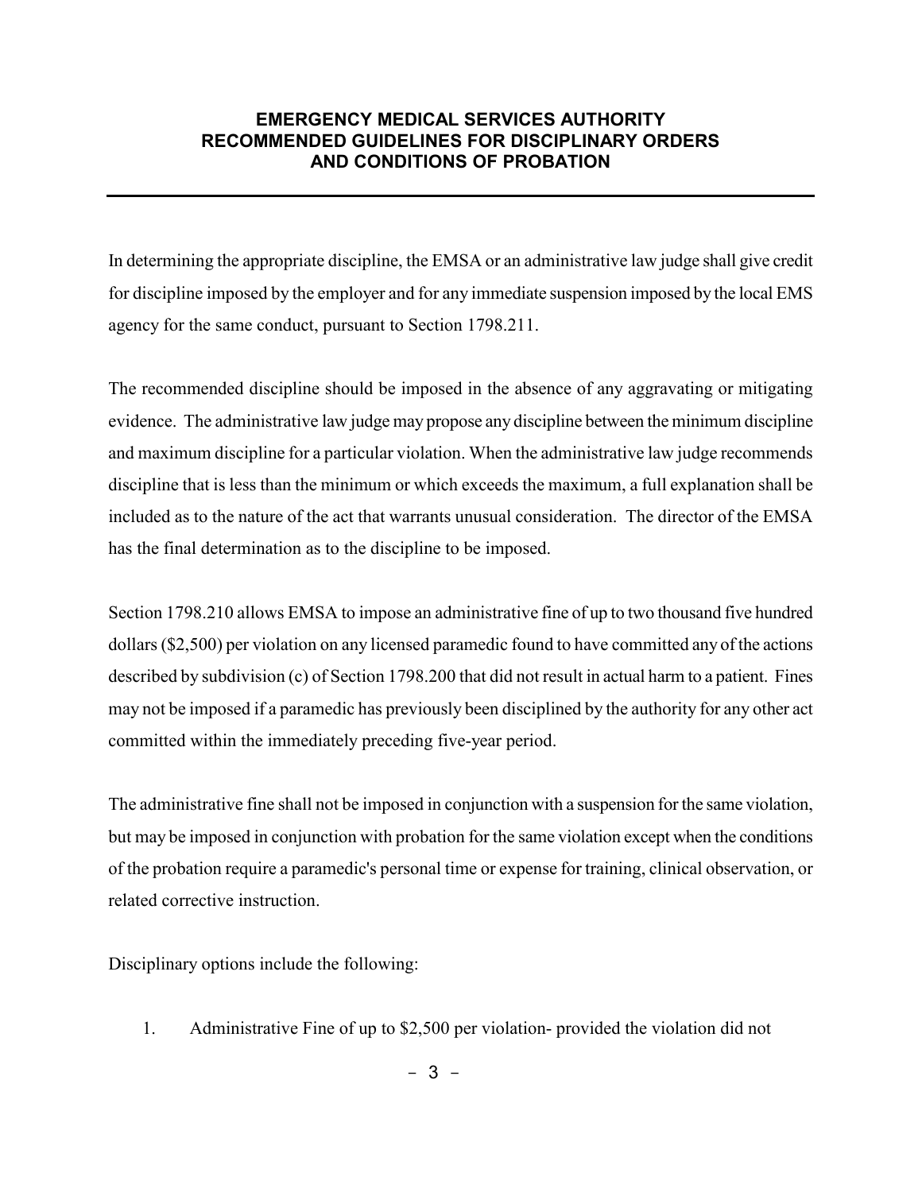# EMERGENCY MEDICAL SERVICES AUTHORITY RECOMMENDED GUIDELINES FOR DISCIPLINARY ORDERS AND CONDITIONS OF PROBATION

In determining the appropriate discipline, the EMSA or an administrative law judge shall give credit for discipline imposed by the employer and for any immediate suspension imposed by the local EMS agency for the same conduct, pursuant to Section 1798.211.

The recommended discipline should be imposed in the absence of any aggravating or mitigating evidence. The administrative law judge may propose any discipline between the minimum discipline and maximum discipline for a particular violation. When the administrative law judge recommends discipline that is less than the minimum or which exceeds the maximum, a full explanation shall be included as to the nature of the act that warrants unusual consideration. The director of the EMSA has the final determination as to the discipline to be imposed.

Section 1798.210 allows EMSA to impose an administrative fine of up to two thousand five hundred dollars ($2,500) per violation on any licensed paramedic found to have committed any of the actions described by subdivision (c) of Section 1798.200 that did not result in actual harm to a patient. Fines may not be imposed if a paramedic has previously been disciplined by the authority for any other act committed within the immediately preceding five-year period.

The administrative fine shall not be imposed in conjunction with a suspension for the same violation, but may be imposed in conjunction with probation for the same violation except when the conditions of the probation require a paramedic's personal time or expense for training, clinical observation, or related corrective instruction.

Disciplinary options include the following:

1. Administrative Fine of up to $2,500 per violation- provided the violation did not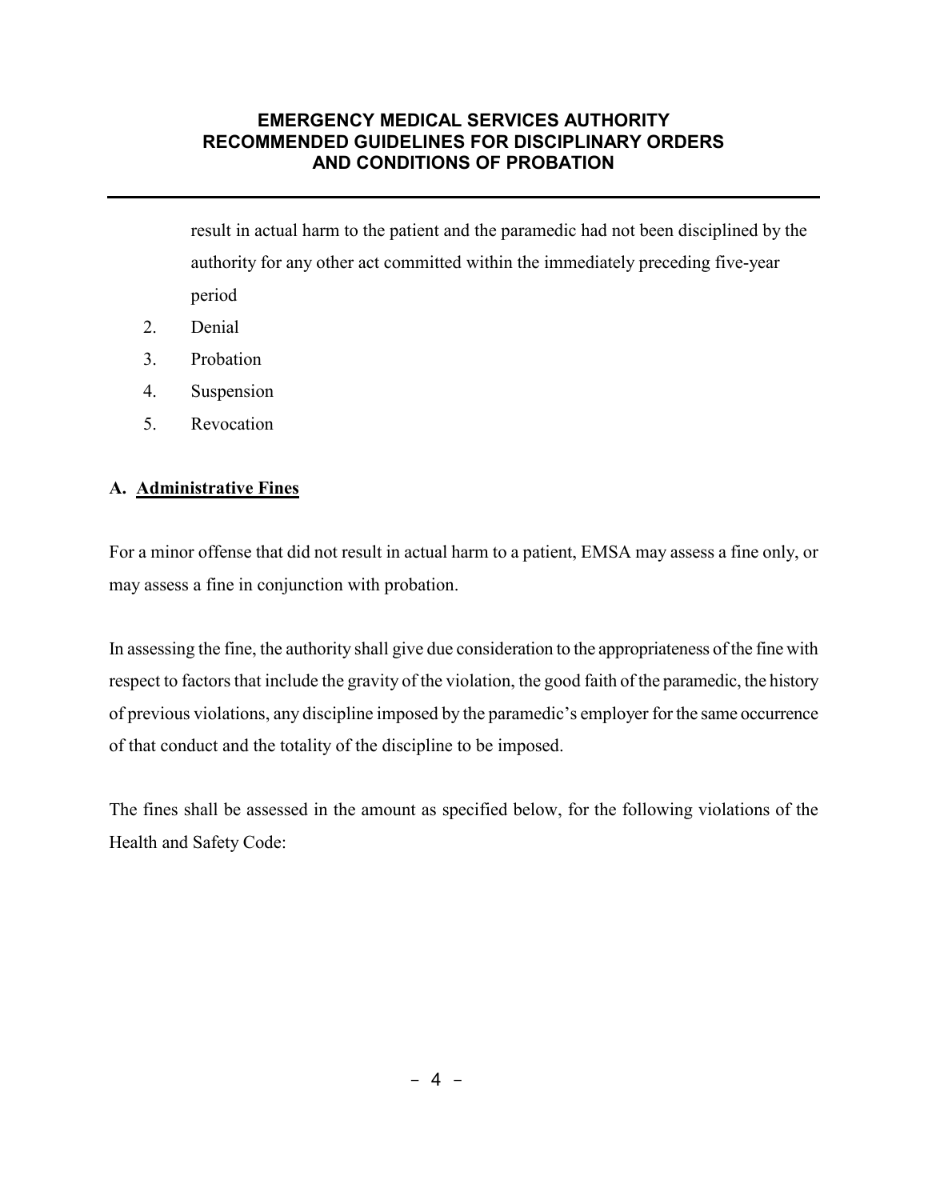result in actual harm to the patient and the paramedic had not been disciplined by the authority for any other act committed within the immediately preceding five-year period

2. Denial
3. Probation
4. Suspension
5. Revocation

## A. Administrative Fines

For a minor offense that did not result in actual harm to a patient, EMSA may assess a fine only, or may assess a fine in conjunction with probation.

In assessing the fine, the authority shall give due consideration to the appropriateness of the fine with respect to factors that include the gravity of the violation, the good faith of the paramedic, the history of previous violations, any discipline imposed by the paramedic's employer for the same occurrence of that conduct and the totality of the discipline to be imposed.

The fines shall be assessed in the amount as specified below, for the following violations of the Health and Safety Code: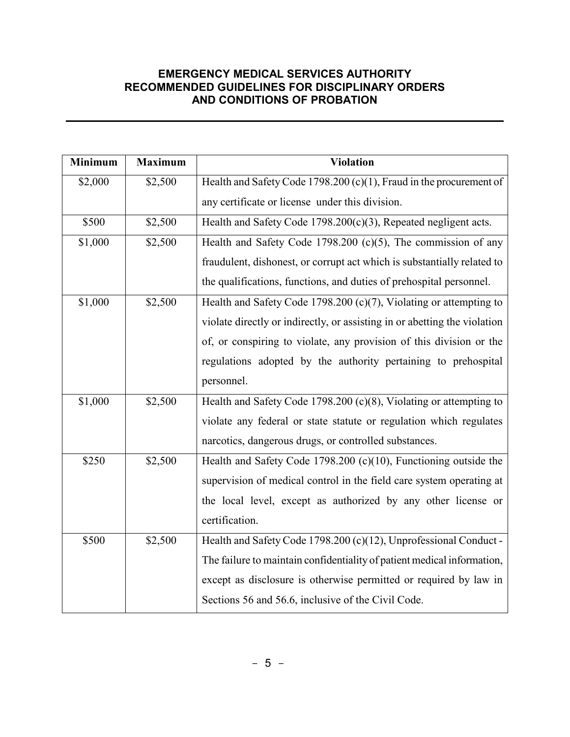**EMERGENCY MEDICAL SERVICES AUTHORITY**
**RECOMMENDED GUIDELINES FOR DISCIPLINARY ORDERS**
**AND CONDITIONS OF PROBATION**

| Minimum | Maximum | Violation |
|---|---|---|
| \$2,000 | \$2,500 | Health and Safety Code 1798.200 (c)(1), Fraud in the procurement of any certificate or license under this division. |
| \$500 | \$2,500 | Health and Safety Code 1798.200(c)(3), Repeated negligent acts. |
| \$1,000 | \$2,500 | Health and Safety Code 1798.200 (c)(5), The commission of any fraudulent, dishonest, or corrupt act which is substantially related to the qualifications, functions, and duties of prehospital personnel. |
| \$1,000 | \$2,500 | Health and Safety Code 1798.200 (c)(7), Violating or attempting to violate directly or indirectly, or assisting in or abetting the violation of, or conspiring to violate, any provision of this division or the regulations adopted by the authority pertaining to prehospital personnel. |
| \$1,000 | \$2,500 | Health and Safety Code 1798.200 (c)(8), Violating or attempting to violate any federal or state statute or regulation which regulates narcotics, dangerous drugs, or controlled substances. |
| \$250 | \$2,500 | Health and Safety Code 1798.200 (c)(10), Functioning outside the supervision of medical control in the field care system operating at the local level, except as authorized by any other license or certification. |
| \$500 | \$2,500 | Health and Safety Code 1798.200 (c)(12), Unprofessional Conduct - The failure to maintain confidentiality of patient medical information, except as disclosure is otherwise permitted or required by law in Sections 56 and 56.6, inclusive of the Civil Code. |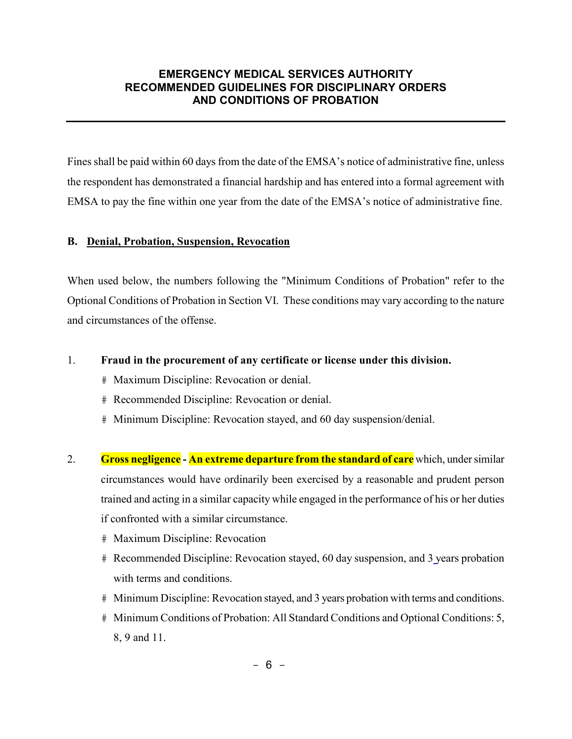Fines shall be paid within 60 days from the date of the EMSA's notice of administrative fine, unless the respondent has demonstrated a financial hardship and has entered into a formal agreement with EMSA to pay the fine within one year from the date of the EMSA's notice of administrative fine.

### B. Denial, Probation, Suspension, Revocation

When used below, the numbers following the "Minimum Conditions of Probation" refer to the Optional Conditions of Probation in Section VI. These conditions may vary according to the nature and circumstances of the offense.

1. **Fraud in the procurement of any certificate or license under this division.**
   - Maximum Discipline: Revocation or denial.
   - Recommended Discipline: Revocation or denial.
   - Minimum Discipline: Revocation stayed, and 60 day suspension/denial.

2. **Gross negligence - An extreme departure from the standard of care** which, under similar circumstances would have ordinarily been exercised by a reasonable and prudent person trained and acting in a similar capacity while engaged in the performance of his or her duties if confronted with a similar circumstance.
   - Maximum Discipline: Revocation
   - Recommended Discipline: Revocation stayed, 60 day suspension, and 3 years probation with terms and conditions.
   - Minimum Discipline: Revocation stayed, and 3 years probation with terms and conditions.
   - Minimum Conditions of Probation: All Standard Conditions and Optional Conditions: 5, 8, 9 and 11.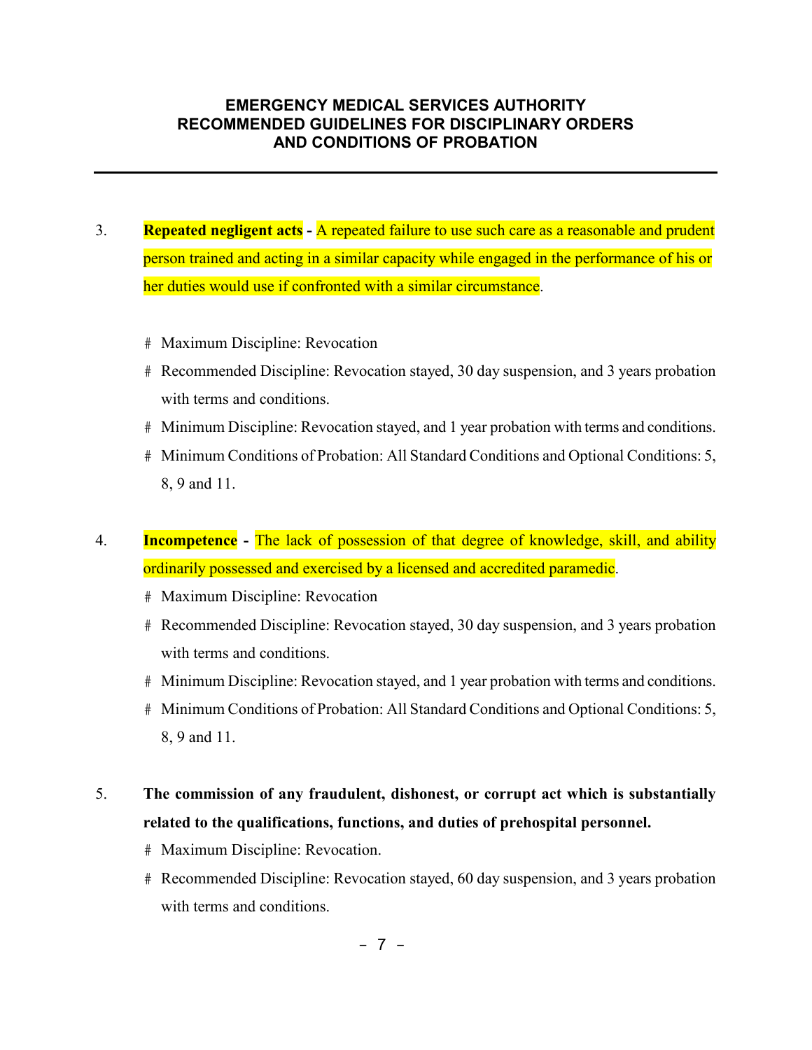3. **Repeated negligent acts** - A repeated failure to use such care as a reasonable and prudent person trained and acting in a similar capacity while engaged in the performance of his or her duties would use if confronted with a similar circumstance.

   # Maximum Discipline: Revocation
   # Recommended Discipline: Revocation stayed, 30 day suspension, and 3 years probation with terms and conditions.
   # Minimum Discipline: Revocation stayed, and 1 year probation with terms and conditions.
   # Minimum Conditions of Probation: All Standard Conditions and Optional Conditions: 5, 8, 9 and 11.

4. **Incompetence** - The lack of possession of that degree of knowledge, skill, and ability ordinarily possessed and exercised by a licensed and accredited paramedic.

   # Maximum Discipline: Revocation
   # Recommended Discipline: Revocation stayed, 30 day suspension, and 3 years probation with terms and conditions.
   # Minimum Discipline: Revocation stayed, and 1 year probation with terms and conditions.
   # Minimum Conditions of Probation: All Standard Conditions and Optional Conditions: 5, 8, 9 and 11.

5. **The commission of any fraudulent, dishonest, or corrupt act which is substantially related to the qualifications, functions, and duties of prehospital personnel.**

   # Maximum Discipline: Revocation.
   # Recommended Discipline: Revocation stayed, 60 day suspension, and 3 years probation with terms and conditions.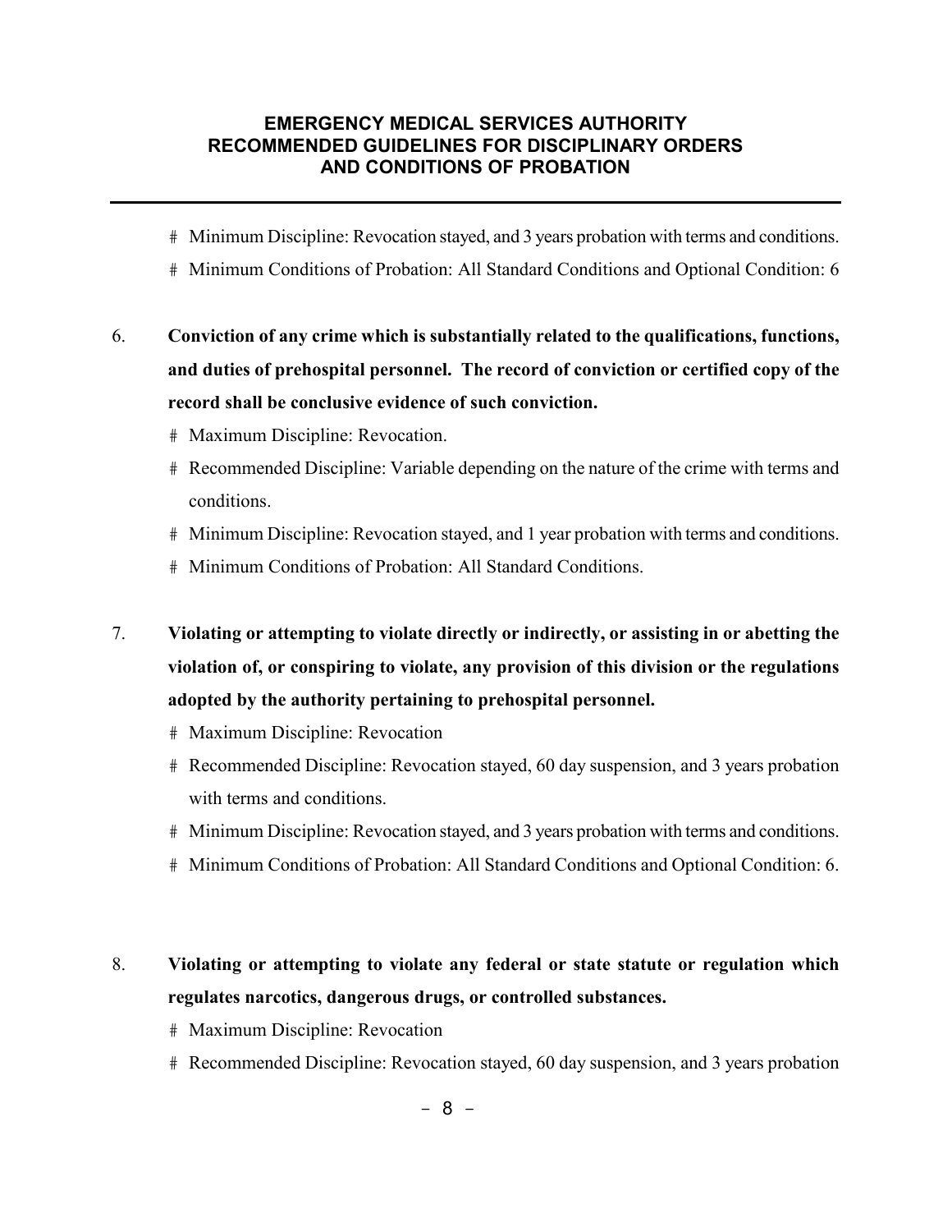- Minimum Discipline: Revocation stayed, and 3 years probation with terms and conditions.
- Minimum Conditions of Probation: All Standard Conditions and Optional Condition: 6

6. **Conviction of any crime which is substantially related to the qualifications, functions, and duties of prehospital personnel. The record of conviction or certified copy of the record shall be conclusive evidence of such conviction.**
   - Maximum Discipline: Revocation.
   - Recommended Discipline: Variable depending on the nature of the crime with terms and conditions.
   - Minimum Discipline: Revocation stayed, and 1 year probation with terms and conditions.
   - Minimum Conditions of Probation: All Standard Conditions.

7. **Violating or attempting to violate directly or indirectly, or assisting in or abetting the violation of, or conspiring to violate, any provision of this division or the regulations adopted by the authority pertaining to prehospital personnel.**
   - Maximum Discipline: Revocation
   - Recommended Discipline: Revocation stayed, 60 day suspension, and 3 years probation with terms and conditions.
   - Minimum Discipline: Revocation stayed, and 3 years probation with terms and conditions.
   - Minimum Conditions of Probation: All Standard Conditions and Optional Condition: 6.

8. **Violating or attempting to violate any federal or state statute or regulation which regulates narcotics, dangerous drugs, or controlled substances.**
   - Maximum Discipline: Revocation
   - Recommended Discipline: Revocation stayed, 60 day suspension, and 3 years probation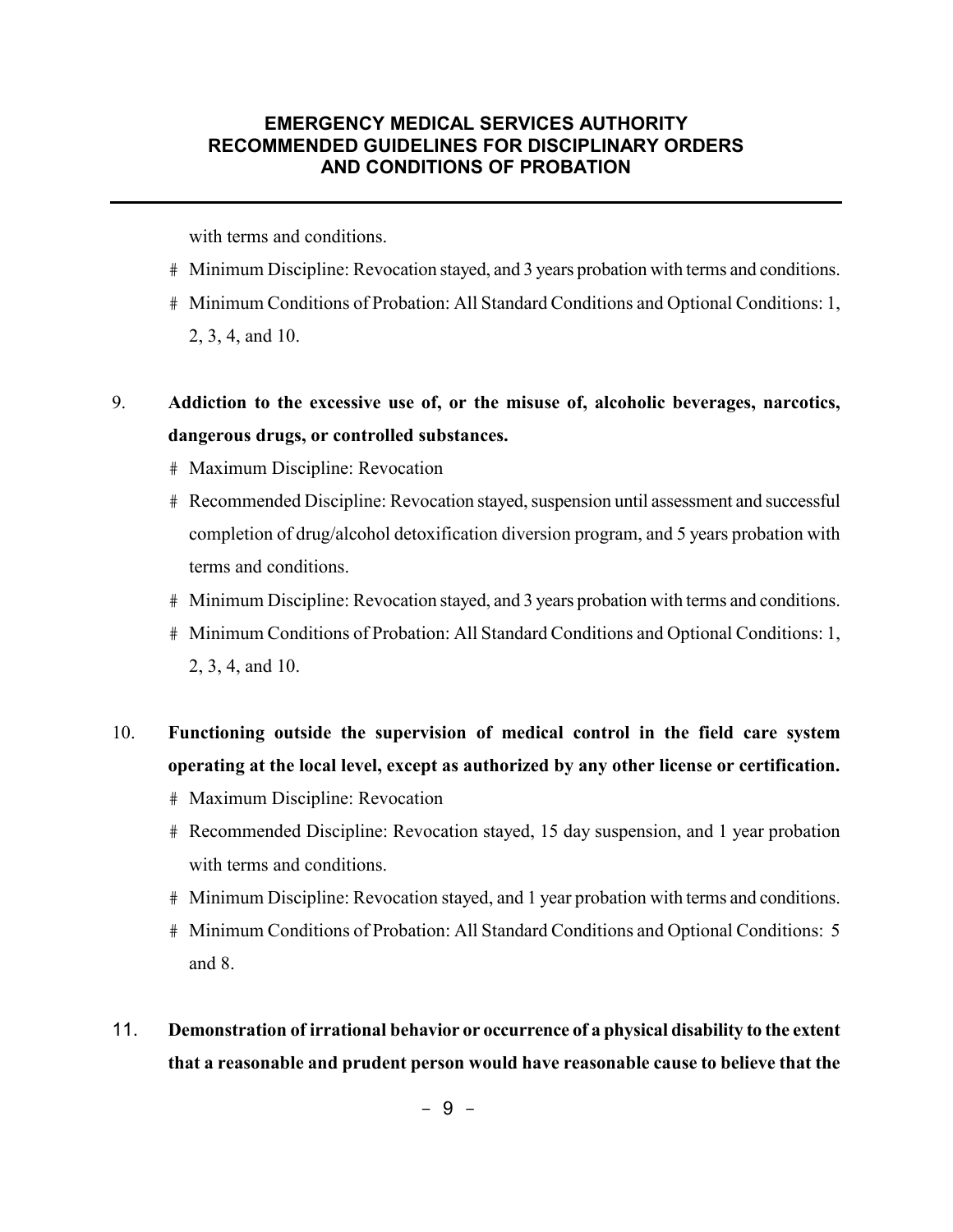with terms and conditions.

- Minimum Discipline: Revocation stayed, and 3 years probation with terms and conditions.
- Minimum Conditions of Probation: All Standard Conditions and Optional Conditions: 1, 2, 3, 4, and 10.

9. **Addiction to the excessive use of, or the misuse of, alcoholic beverages, narcotics, dangerous drugs, or controlled substances.**
   - Maximum Discipline: Revocation
   - Recommended Discipline: Revocation stayed, suspension until assessment and successful completion of drug/alcohol detoxification diversion program, and 5 years probation with terms and conditions.
   - Minimum Discipline: Revocation stayed, and 3 years probation with terms and conditions.
   - Minimum Conditions of Probation: All Standard Conditions and Optional Conditions: 1, 2, 3, 4, and 10.

10. **Functioning outside the supervision of medical control in the field care system operating at the local level, except as authorized by any other license or certification.**
    - Maximum Discipline: Revocation
    - Recommended Discipline: Revocation stayed, 15 day suspension, and 1 year probation with terms and conditions.
    - Minimum Discipline: Revocation stayed, and 1 year probation with terms and conditions.
    - Minimum Conditions of Probation: All Standard Conditions and Optional Conditions: 5 and 8.

11. **Demonstration of irrational behavior or occurrence of a physical disability to the extent that a reasonable and prudent person would have reasonable cause to believe that the**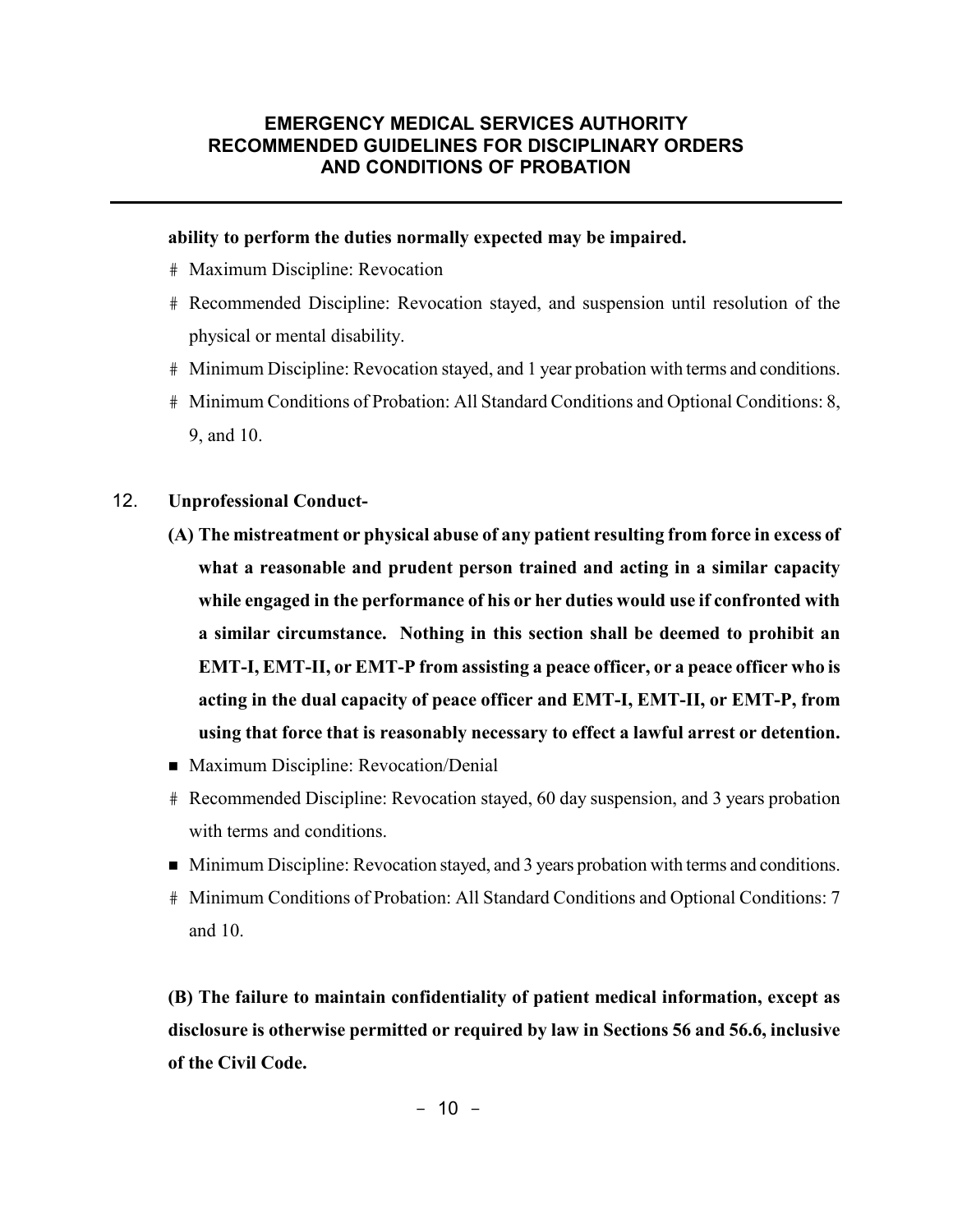**ability to perform the duties normally expected may be impaired.**

- Maximum Discipline: Revocation
- Recommended Discipline: Revocation stayed, and suspension until resolution of the physical or mental disability.
- Minimum Discipline: Revocation stayed, and 1 year probation with terms and conditions.
- Minimum Conditions of Probation: All Standard Conditions and Optional Conditions: 8, 9, and 10.

12. **Unprofessional Conduct-**

    **(A) The mistreatment or physical abuse of any patient resulting from force in excess of what a reasonable and prudent person trained and acting in a similar capacity while engaged in the performance of his or her duties would use if confronted with a similar circumstance. Nothing in this section shall be deemed to prohibit an EMT-I, EMT-II, or EMT-P from assisting a peace officer, or a peace officer who is acting in the dual capacity of peace officer and EMT-I, EMT-II, or EMT-P, from using that force that is reasonably necessary to effect a lawful arrest or detention.**

    - Maximum Discipline: Revocation/Denial
    - Recommended Discipline: Revocation stayed, 60 day suspension, and 3 years probation with terms and conditions.
    - Minimum Discipline: Revocation stayed, and 3 years probation with terms and conditions.
    - Minimum Conditions of Probation: All Standard Conditions and Optional Conditions: 7 and 10.

    **(B) The failure to maintain confidentiality of patient medical information, except as disclosure is otherwise permitted or required by law in Sections 56 and 56.6, inclusive of the Civil Code.**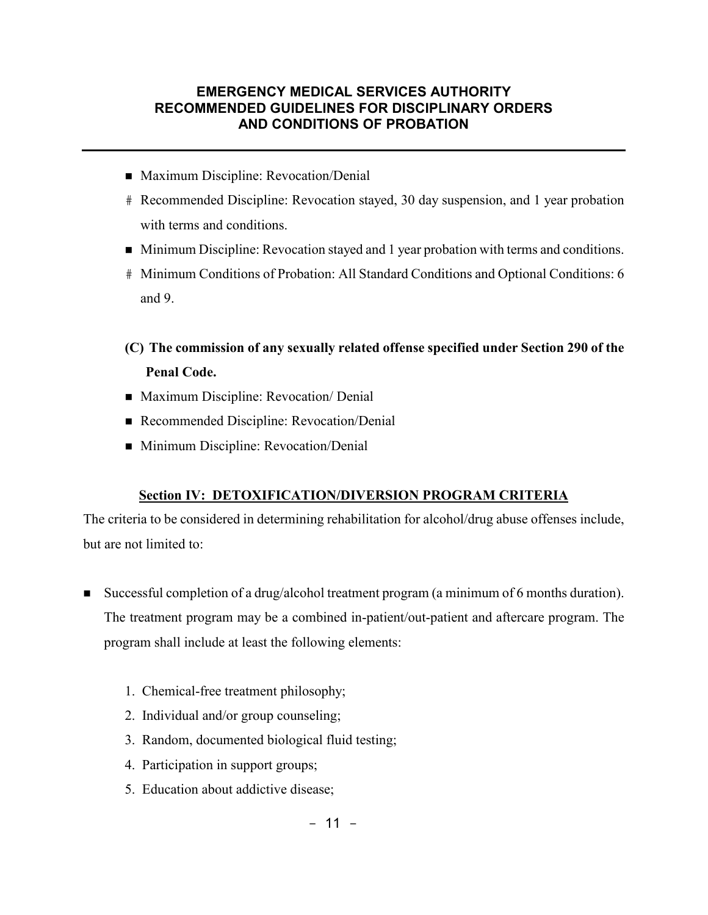- Maximum Discipline: Revocation/Denial
- Recommended Discipline: Revocation stayed, 30 day suspension, and 1 year probation with terms and conditions.
- Minimum Discipline: Revocation stayed and 1 year probation with terms and conditions.
- Minimum Conditions of Probation: All Standard Conditions and Optional Conditions: 6 and 9.

**(C) The commission of any sexually related offense specified under Section 290 of the Penal Code.**

- Maximum Discipline: Revocation/ Denial
- Recommended Discipline: Revocation/Denial
- Minimum Discipline: Revocation/Denial

## Section IV: DETOXIFICATION/DIVERSION PROGRAM CRITERIA

The criteria to be considered in determining rehabilitation for alcohol/drug abuse offenses include, but are not limited to:

- Successful completion of a drug/alcohol treatment program (a minimum of 6 months duration). The treatment program may be a combined in-patient/out-patient and aftercare program. The program shall include at least the following elements:

  1. Chemical-free treatment philosophy;
  2. Individual and/or group counseling;
  3. Random, documented biological fluid testing;
  4. Participation in support groups;
  5. Education about addictive disease;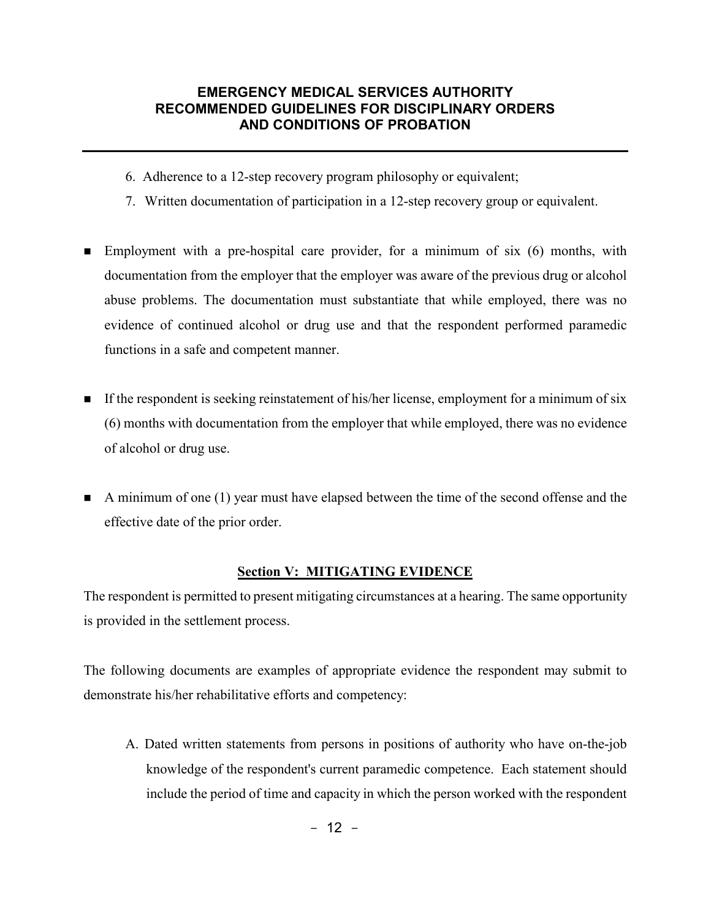6. Adherence to a 12-step recovery program philosophy or equivalent;
7. Written documentation of participation in a 12-step recovery group or equivalent.

- Employment with a pre-hospital care provider, for a minimum of six (6) months, with documentation from the employer that the employer was aware of the previous drug or alcohol abuse problems. The documentation must substantiate that while employed, there was no evidence of continued alcohol or drug use and that the respondent performed paramedic functions in a safe and competent manner.

- If the respondent is seeking reinstatement of his/her license, employment for a minimum of six (6) months with documentation from the employer that while employed, there was no evidence of alcohol or drug use.

- A minimum of one (1) year must have elapsed between the time of the second offense and the effective date of the prior order.

## Section V: MITIGATING EVIDENCE

The respondent is permitted to present mitigating circumstances at a hearing. The same opportunity is provided in the settlement process.

The following documents are examples of appropriate evidence the respondent may submit to demonstrate his/her rehabilitative efforts and competency:

A. Dated written statements from persons in positions of authority who have on-the-job knowledge of the respondent's current paramedic competence. Each statement should include the period of time and capacity in which the person worked with the respondent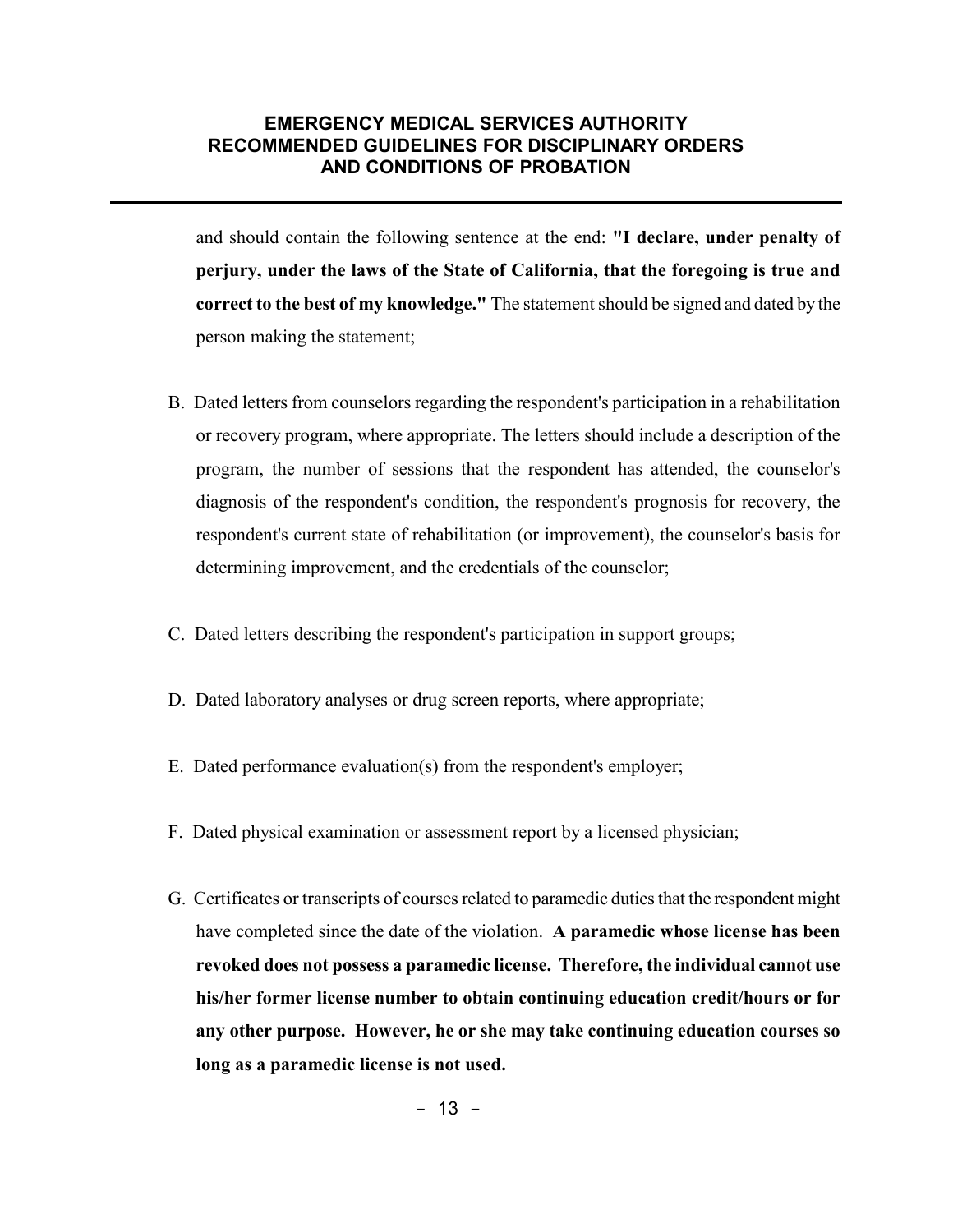and should contain the following sentence at the end: **"I declare, under penalty of perjury, under the laws of the State of California, that the foregoing is true and correct to the best of my knowledge."** The statement should be signed and dated by the person making the statement;

B. Dated letters from counselors regarding the respondent's participation in a rehabilitation or recovery program, where appropriate. The letters should include a description of the program, the number of sessions that the respondent has attended, the counselor's diagnosis of the respondent's condition, the respondent's prognosis for recovery, the respondent's current state of rehabilitation (or improvement), the counselor's basis for determining improvement, and the credentials of the counselor;

C. Dated letters describing the respondent's participation in support groups;

D. Dated laboratory analyses or drug screen reports, where appropriate;

E. Dated performance evaluation(s) from the respondent's employer;

F. Dated physical examination or assessment report by a licensed physician;

G. Certificates or transcripts of courses related to paramedic duties that the respondent might have completed since the date of the violation. **A paramedic whose license has been revoked does not possess a paramedic license. Therefore, the individual cannot use his/her former license number to obtain continuing education credit/hours or for any other purpose. However, he or she may take continuing education courses so long as a paramedic license is not used.**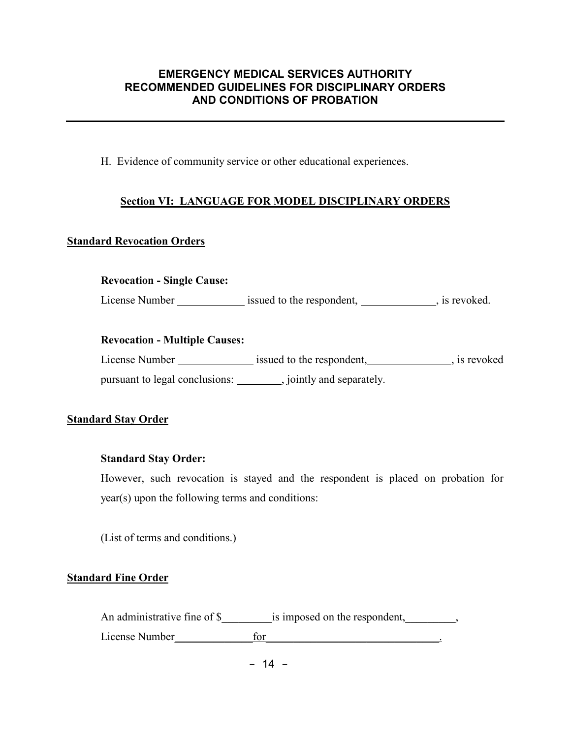H. Evidence of community service or other educational experiences.

## Section VI: LANGUAGE FOR MODEL DISCIPLINARY ORDERS

### Standard Revocation Orders

**Revocation - Single Cause:**

License Number ____________ issued to the respondent, _____________, is revoked.

**Revocation - Multiple Causes:**

License Number ______________ issued to the respondent,_______________, is revoked pursuant to legal conclusions: ________, jointly and separately.

### Standard Stay Order

**Standard Stay Order:**

However, such revocation is stayed and the respondent is placed on probation for year(s) upon the following terms and conditions:

(List of terms and conditions.)

### Standard Fine Order

An administrative fine of $_________is imposed on the respondent,_________, License Number______________for________________________________.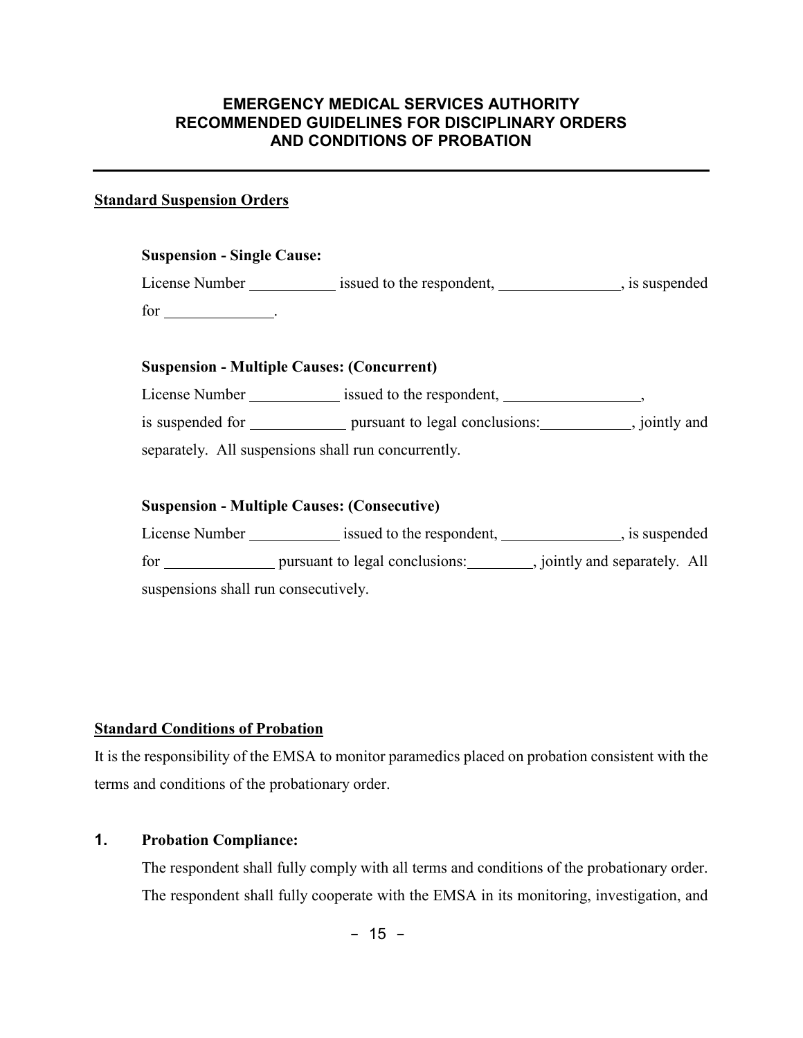**EMERGENCY MEDICAL SERVICES AUTHORITY**
**RECOMMENDED GUIDELINES FOR DISCIPLINARY ORDERS**
**AND CONDITIONS OF PROBATION**

---

**Standard Suspension Orders**

**Suspension - Single Cause:**

License Number ___________ issued to the respondent, _______________, is suspended for ______________.

**Suspension - Multiple Causes: (Concurrent)**

License Number ____________ issued to the respondent, _________________, is suspended for ____________ pursuant to legal conclusions:____________, jointly and separately. All suspensions shall run concurrently.

**Suspension - Multiple Causes: (Consecutive)**

License Number ____________ issued to the respondent, _______________, is suspended for ______________ pursuant to legal conclusions:________, jointly and separately. All suspensions shall run consecutively.

**Standard Conditions of Probation**

It is the responsibility of the EMSA to monitor paramedics placed on probation consistent with the terms and conditions of the probationary order.

**1. Probation Compliance:**

The respondent shall fully comply with all terms and conditions of the probationary order. The respondent shall fully cooperate with the EMSA in its monitoring, investigation, and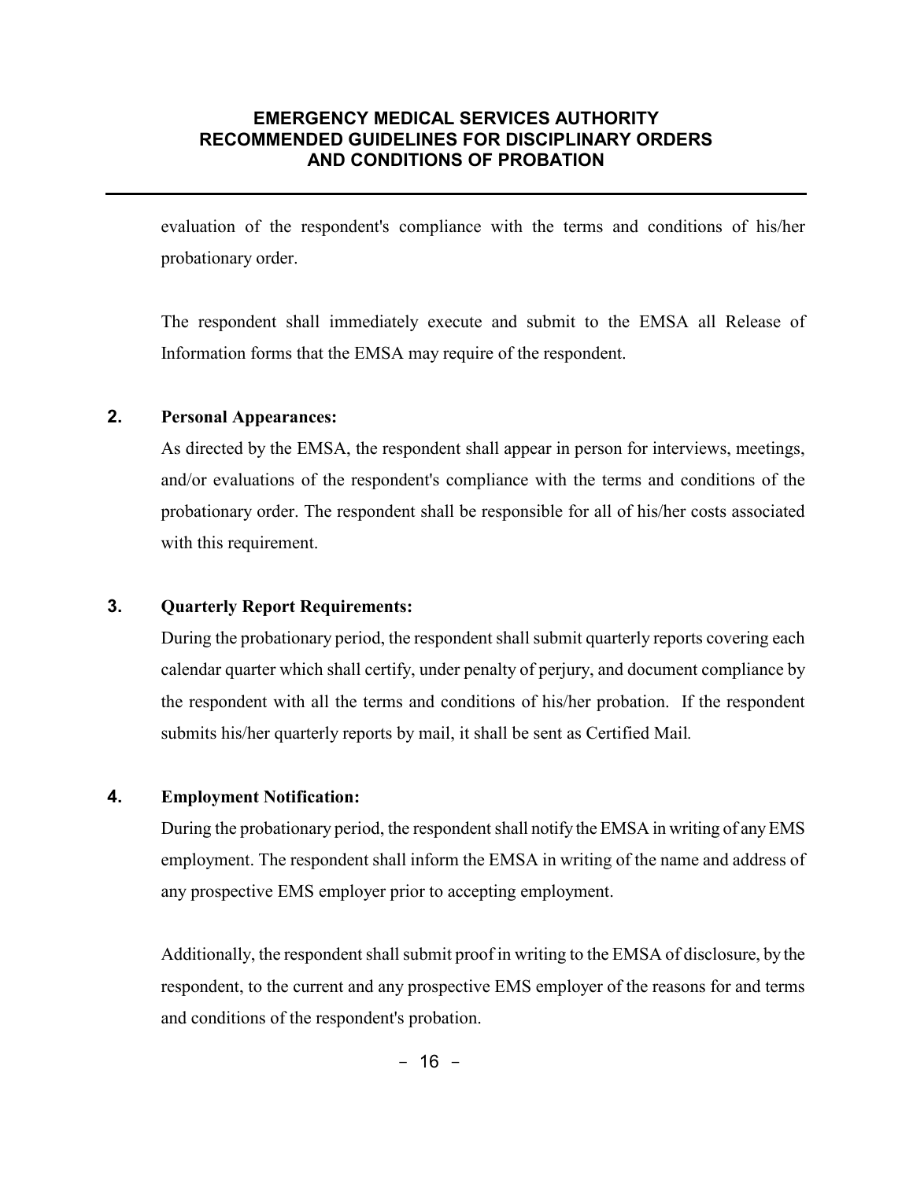evaluation of the respondent's compliance with the terms and conditions of his/her probationary order.

The respondent shall immediately execute and submit to the EMSA all Release of Information forms that the EMSA may require of the respondent.

**2. Personal Appearances:**

As directed by the EMSA, the respondent shall appear in person for interviews, meetings, and/or evaluations of the respondent's compliance with the terms and conditions of the probationary order. The respondent shall be responsible for all of his/her costs associated with this requirement.

**3. Quarterly Report Requirements:**

During the probationary period, the respondent shall submit quarterly reports covering each calendar quarter which shall certify, under penalty of perjury, and document compliance by the respondent with all the terms and conditions of his/her probation. If the respondent submits his/her quarterly reports by mail, it shall be sent as Certified Mail.

**4. Employment Notification:**

During the probationary period, the respondent shall notify the EMSA in writing of any EMS employment. The respondent shall inform the EMSA in writing of the name and address of any prospective EMS employer prior to accepting employment.

Additionally, the respondent shall submit proof in writing to the EMSA of disclosure, by the respondent, to the current and any prospective EMS employer of the reasons for and terms and conditions of the respondent's probation.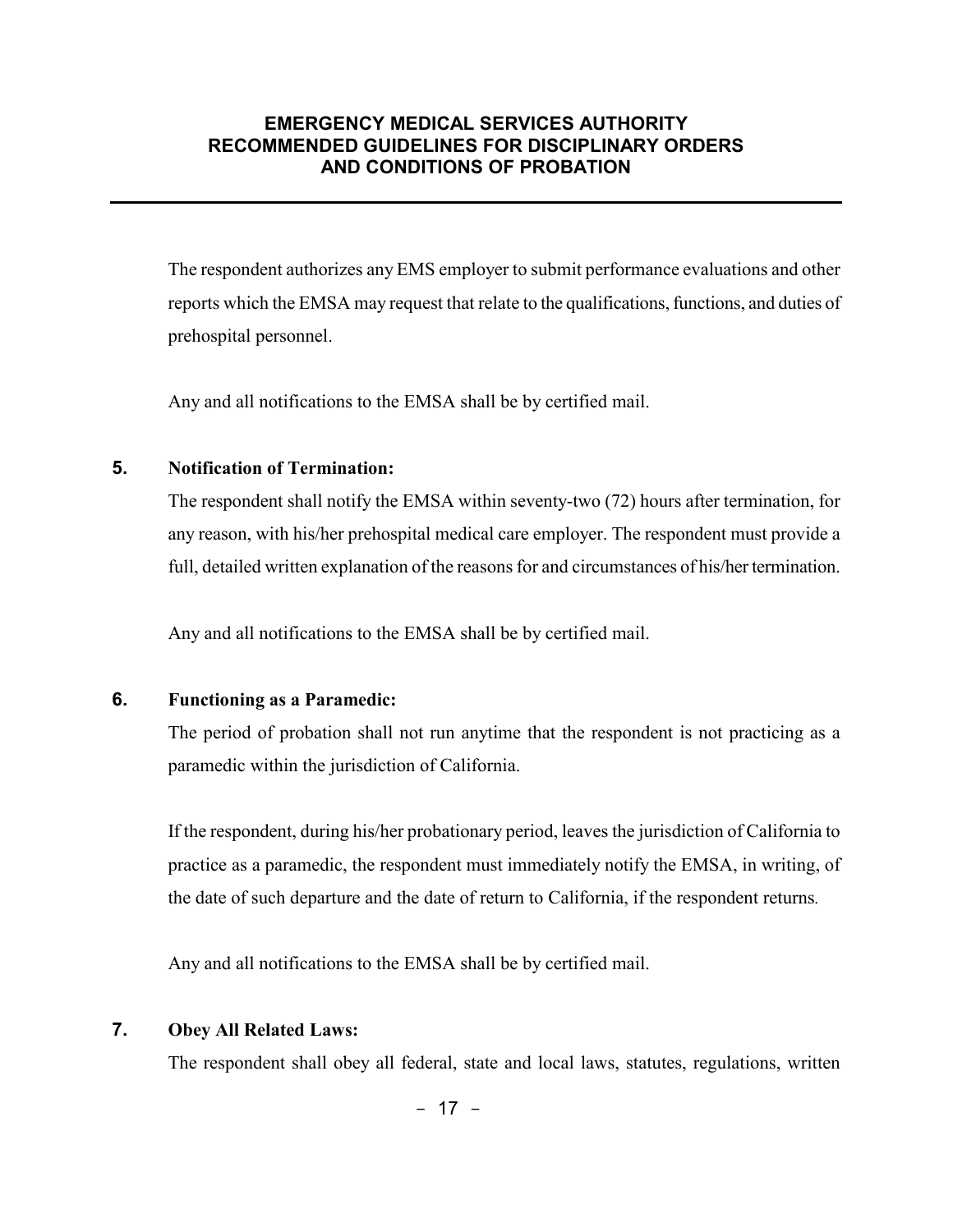The respondent authorizes any EMS employer to submit performance evaluations and other reports which the EMSA may request that relate to the qualifications, functions, and duties of prehospital personnel.

Any and all notifications to the EMSA shall be by certified mail.

**5. Notification of Termination:**

The respondent shall notify the EMSA within seventy-two (72) hours after termination, for any reason, with his/her prehospital medical care employer. The respondent must provide a full, detailed written explanation of the reasons for and circumstances of his/her termination.

Any and all notifications to the EMSA shall be by certified mail.

**6. Functioning as a Paramedic:**

The period of probation shall not run anytime that the respondent is not practicing as a paramedic within the jurisdiction of California.

If the respondent, during his/her probationary period, leaves the jurisdiction of California to practice as a paramedic, the respondent must immediately notify the EMSA, in writing, of the date of such departure and the date of return to California, if the respondent returns.

Any and all notifications to the EMSA shall be by certified mail.

**7. Obey All Related Laws:**

The respondent shall obey all federal, state and local laws, statutes, regulations, written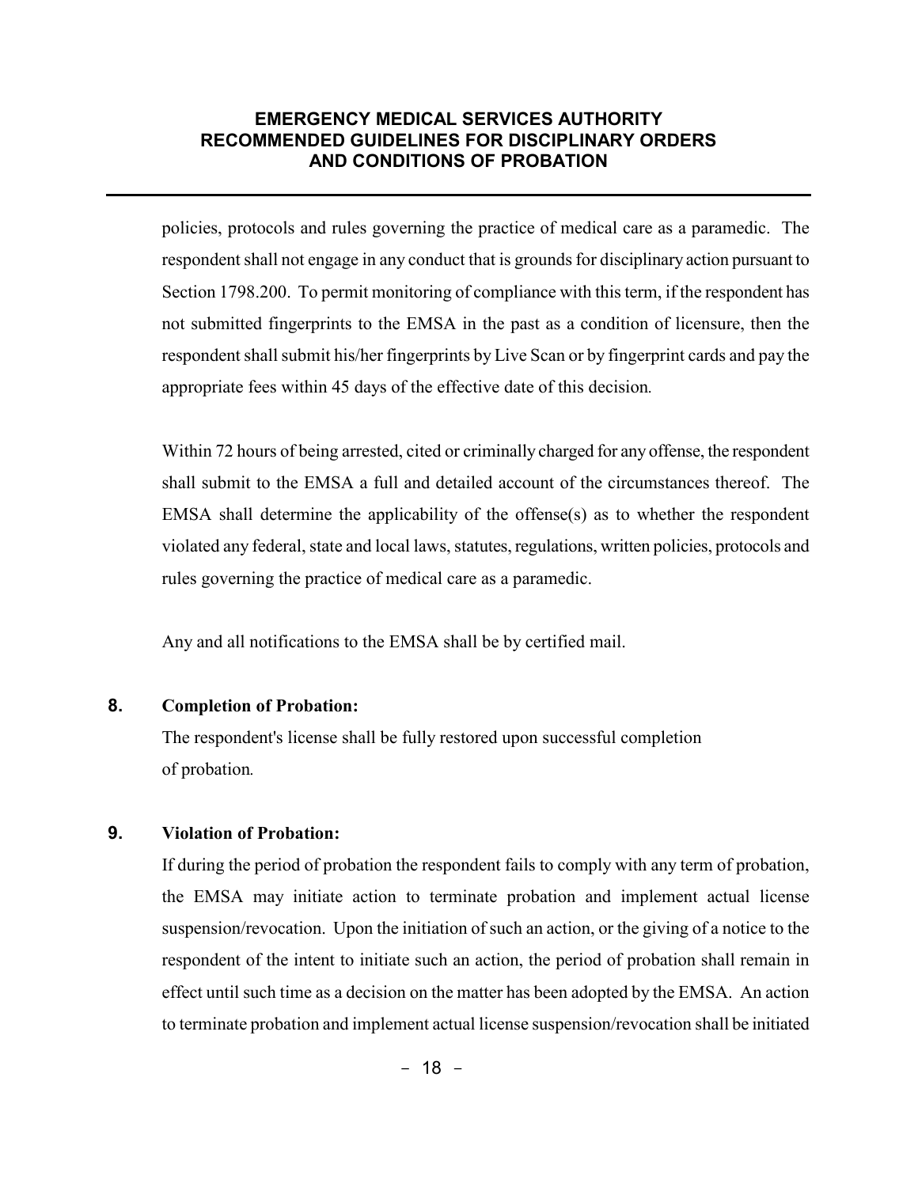policies, protocols and rules governing the practice of medical care as a paramedic. The respondent shall not engage in any conduct that is grounds for disciplinary action pursuant to Section 1798.200. To permit monitoring of compliance with this term, if the respondent has not submitted fingerprints to the EMSA in the past as a condition of licensure, then the respondent shall submit his/her fingerprints by Live Scan or by fingerprint cards and pay the appropriate fees within 45 days of the effective date of this decision.

Within 72 hours of being arrested, cited or criminally charged for any offense, the respondent shall submit to the EMSA a full and detailed account of the circumstances thereof. The EMSA shall determine the applicability of the offense(s) as to whether the respondent violated any federal, state and local laws, statutes, regulations, written policies, protocols and rules governing the practice of medical care as a paramedic.

Any and all notifications to the EMSA shall be by certified mail.

**8. Completion of Probation:**

The respondent's license shall be fully restored upon successful completion of probation.

**9. Violation of Probation:**

If during the period of probation the respondent fails to comply with any term of probation, the EMSA may initiate action to terminate probation and implement actual license suspension/revocation. Upon the initiation of such an action, or the giving of a notice to the respondent of the intent to initiate such an action, the period of probation shall remain in effect until such time as a decision on the matter has been adopted by the EMSA. An action to terminate probation and implement actual license suspension/revocation shall be initiated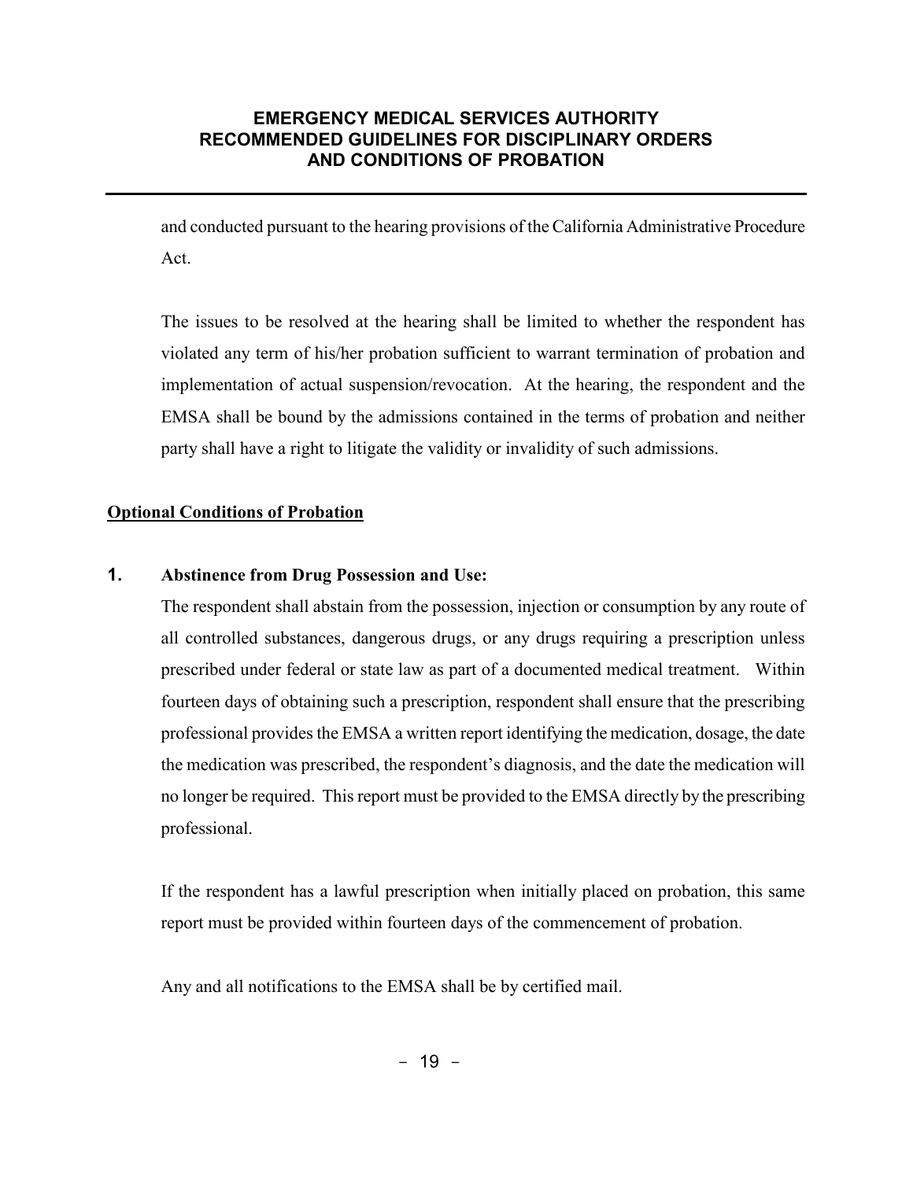and conducted pursuant to the hearing provisions of the California Administrative Procedure Act.

The issues to be resolved at the hearing shall be limited to whether the respondent has violated any term of his/her probation sufficient to warrant termination of probation and implementation of actual suspension/revocation. At the hearing, the respondent and the EMSA shall be bound by the admissions contained in the terms of probation and neither party shall have a right to litigate the validity or invalidity of such admissions.

## Optional Conditions of Probation

### 1. Abstinence from Drug Possession and Use:

The respondent shall abstain from the possession, injection or consumption by any route of all controlled substances, dangerous drugs, or any drugs requiring a prescription unless prescribed under federal or state law as part of a documented medical treatment. Within fourteen days of obtaining such a prescription, respondent shall ensure that the prescribing professional provides the EMSA a written report identifying the medication, dosage, the date the medication was prescribed, the respondent's diagnosis, and the date the medication will no longer be required. This report must be provided to the EMSA directly by the prescribing professional.

If the respondent has a lawful prescription when initially placed on probation, this same report must be provided within fourteen days of the commencement of probation.

Any and all notifications to the EMSA shall be by certified mail.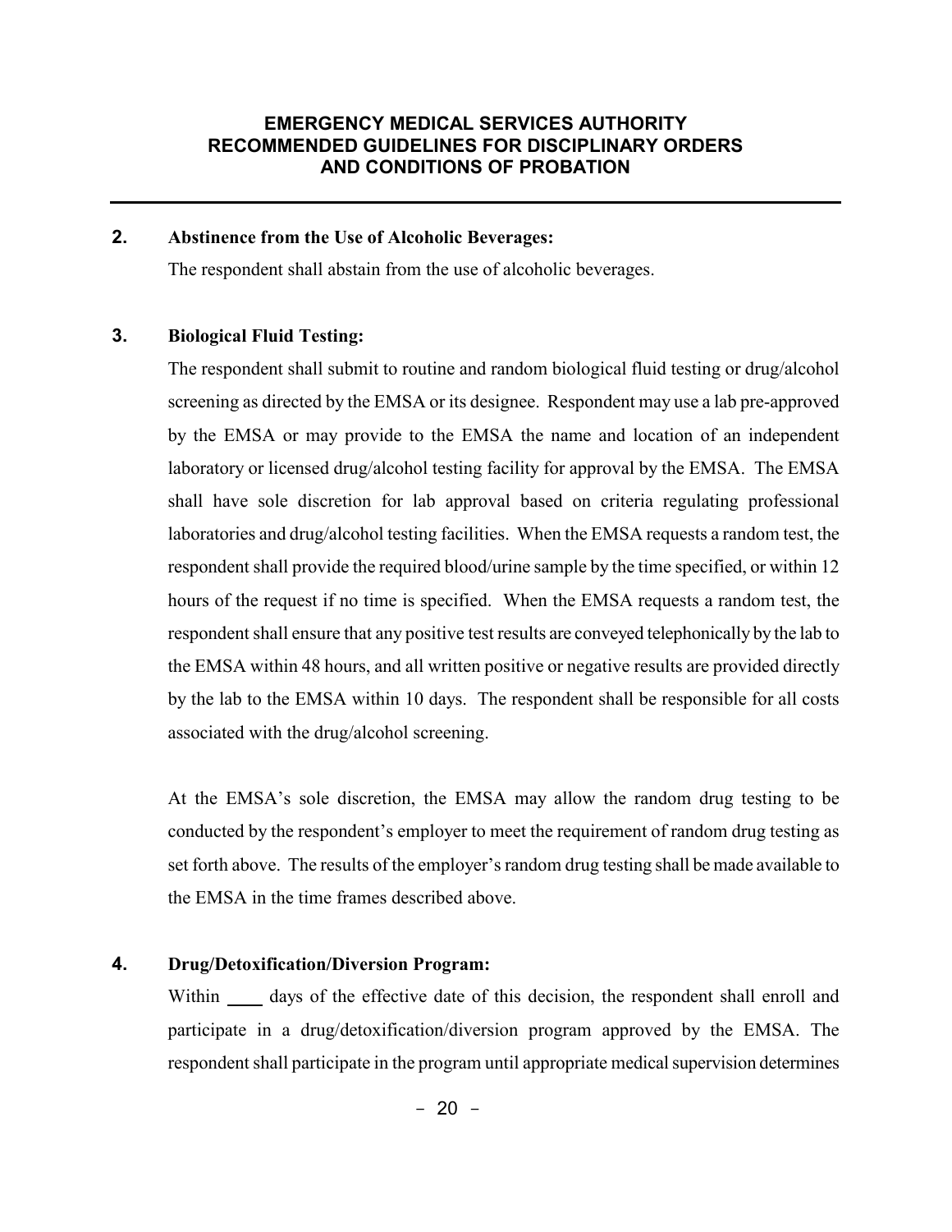**2. Abstinence from the Use of Alcoholic Beverages:**

The respondent shall abstain from the use of alcoholic beverages.

**3. Biological Fluid Testing:**

The respondent shall submit to routine and random biological fluid testing or drug/alcohol screening as directed by the EMSA or its designee. Respondent may use a lab pre-approved by the EMSA or may provide to the EMSA the name and location of an independent laboratory or licensed drug/alcohol testing facility for approval by the EMSA. The EMSA shall have sole discretion for lab approval based on criteria regulating professional laboratories and drug/alcohol testing facilities. When the EMSA requests a random test, the respondent shall provide the required blood/urine sample by the time specified, or within 12 hours of the request if no time is specified. When the EMSA requests a random test, the respondent shall ensure that any positive test results are conveyed telephonically by the lab to the EMSA within 48 hours, and all written positive or negative results are provided directly by the lab to the EMSA within 10 days. The respondent shall be responsible for all costs associated with the drug/alcohol screening.

At the EMSA's sole discretion, the EMSA may allow the random drug testing to be conducted by the respondent's employer to meet the requirement of random drug testing as set forth above. The results of the employer's random drug testing shall be made available to the EMSA in the time frames described above.

**4. Drug/Detoxification/Diversion Program:**

Within ____ days of the effective date of this decision, the respondent shall enroll and participate in a drug/detoxification/diversion program approved by the EMSA. The respondent shall participate in the program until appropriate medical supervision determines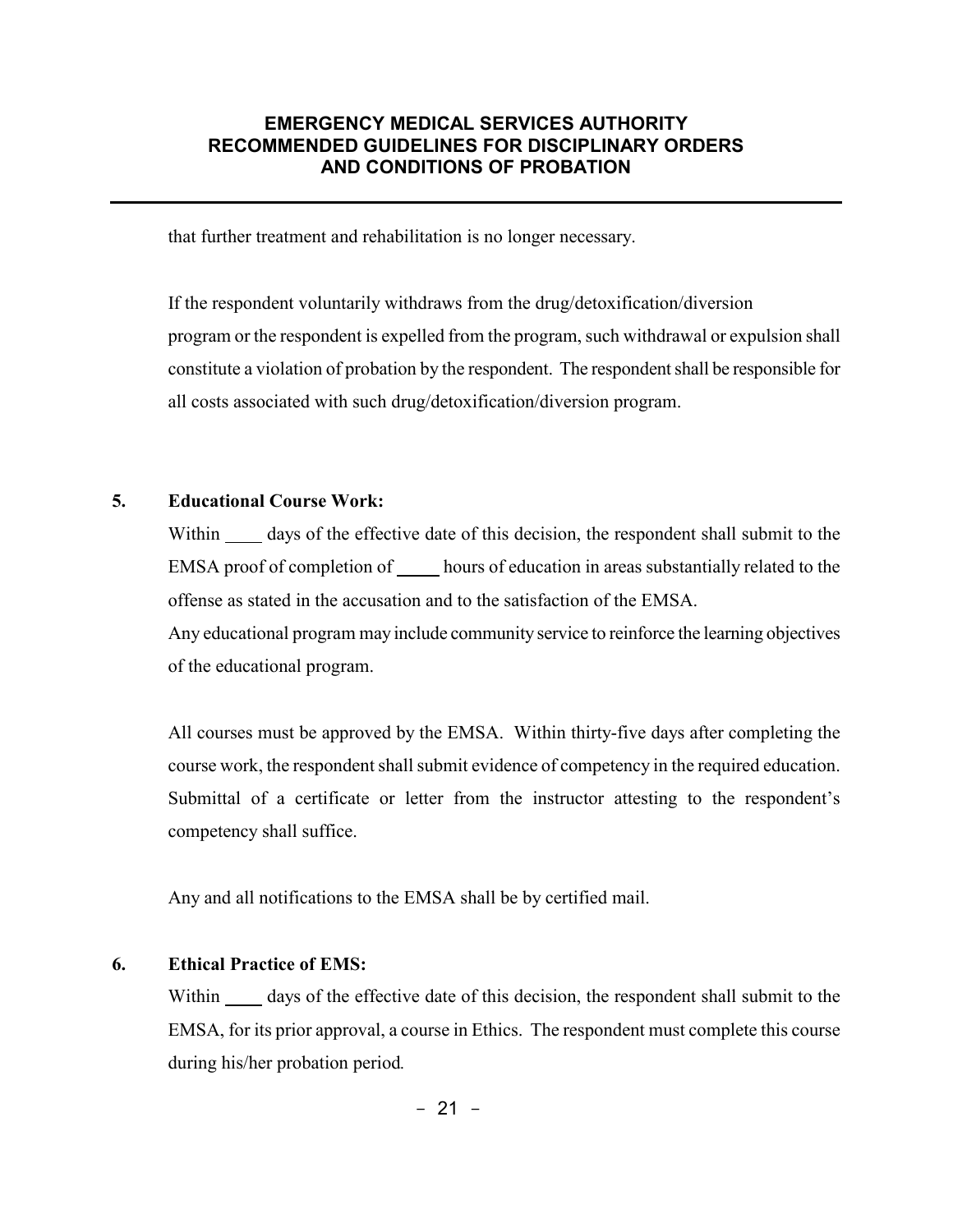that further treatment and rehabilitation is no longer necessary.

If the respondent voluntarily withdraws from the drug/detoxification/diversion program or the respondent is expelled from the program, such withdrawal or expulsion shall constitute a violation of probation by the respondent. The respondent shall be responsible for all costs associated with such drug/detoxification/diversion program.

**5. Educational Course Work:**

Within ____ days of the effective date of this decision, the respondent shall submit to the EMSA proof of completion of _____ hours of education in areas substantially related to the offense as stated in the accusation and to the satisfaction of the EMSA.
Any educational program may include community service to reinforce the learning objectives of the educational program.

All courses must be approved by the EMSA. Within thirty-five days after completing the course work, the respondent shall submit evidence of competency in the required education. Submittal of a certificate or letter from the instructor attesting to the respondent's competency shall suffice.

Any and all notifications to the EMSA shall be by certified mail.

**6. Ethical Practice of EMS:**

Within ____ days of the effective date of this decision, the respondent shall submit to the EMSA, for its prior approval, a course in Ethics. The respondent must complete this course during his/her probation period.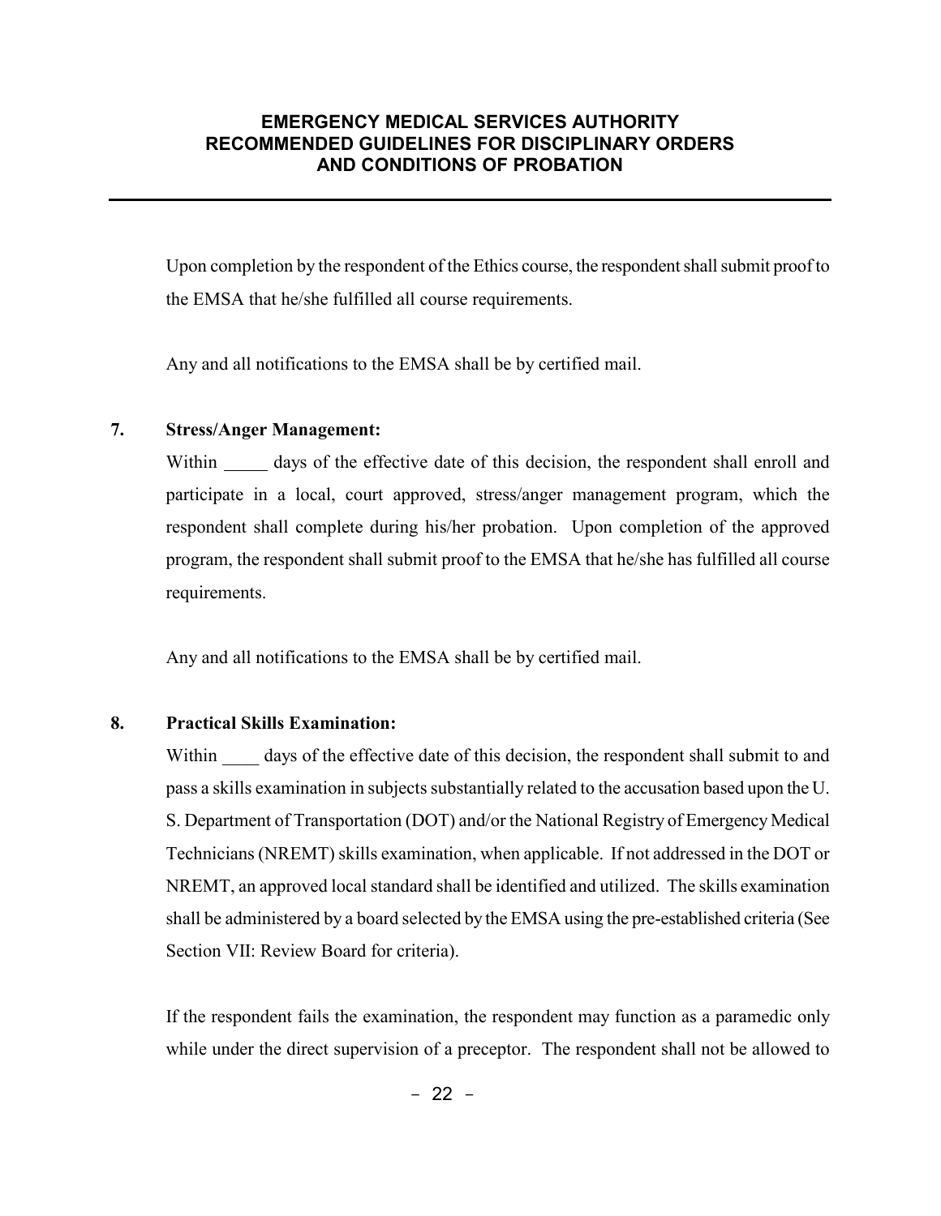Upon completion by the respondent of the Ethics course, the respondent shall submit proof to the EMSA that he/she fulfilled all course requirements.

Any and all notifications to the EMSA shall be by certified mail.

**7. Stress/Anger Management:**

Within _____ days of the effective date of this decision, the respondent shall enroll and participate in a local, court approved, stress/anger management program, which the respondent shall complete during his/her probation. Upon completion of the approved program, the respondent shall submit proof to the EMSA that he/she has fulfilled all course requirements.

Any and all notifications to the EMSA shall be by certified mail.

**8. Practical Skills Examination:**

Within ____ days of the effective date of this decision, the respondent shall submit to and pass a skills examination in subjects substantially related to the accusation based upon the U. S. Department of Transportation (DOT) and/or the National Registry of Emergency Medical Technicians (NREMT) skills examination, when applicable. If not addressed in the DOT or NREMT, an approved local standard shall be identified and utilized. The skills examination shall be administered by a board selected by the EMSA using the pre-established criteria (See Section VII: Review Board for criteria).

If the respondent fails the examination, the respondent may function as a paramedic only while under the direct supervision of a preceptor. The respondent shall not be allowed to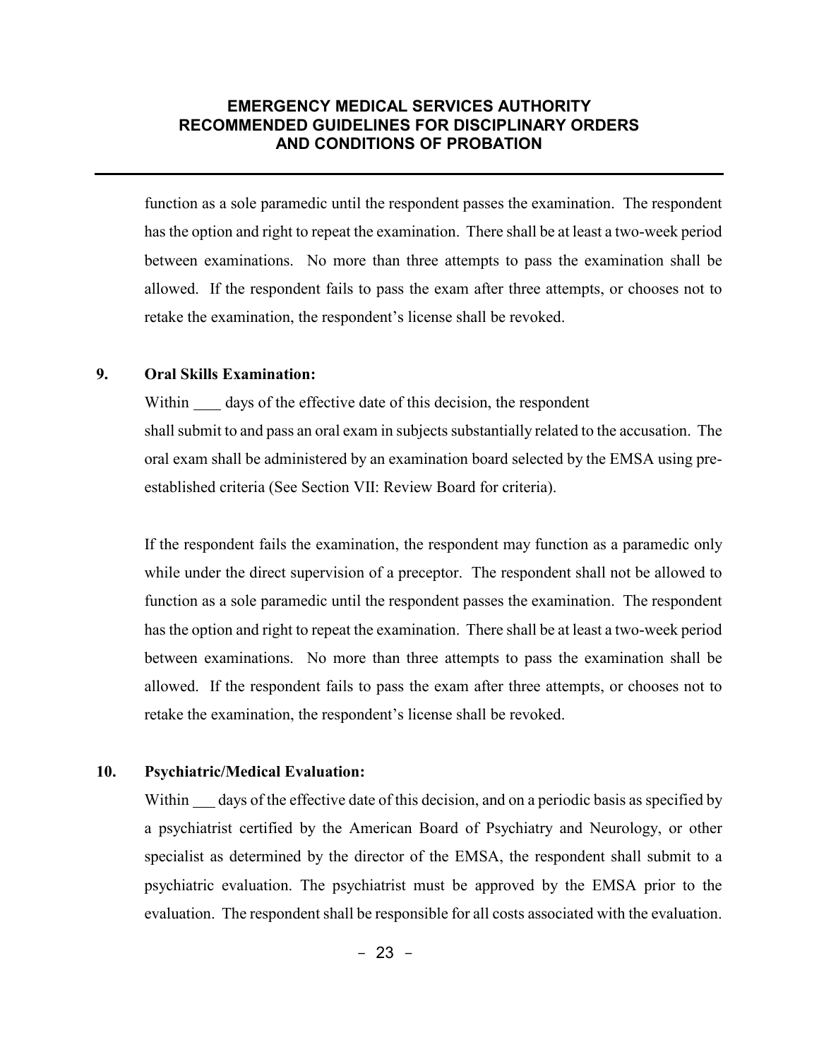function as a sole paramedic until the respondent passes the examination. The respondent has the option and right to repeat the examination. There shall be at least a two-week period between examinations. No more than three attempts to pass the examination shall be allowed. If the respondent fails to pass the exam after three attempts, or chooses not to retake the examination, the respondent's license shall be revoked.

**9. Oral Skills Examination:**

Within ____ days of the effective date of this decision, the respondent shall submit to and pass an oral exam in subjects substantially related to the accusation. The oral exam shall be administered by an examination board selected by the EMSA using pre-established criteria (See Section VII: Review Board for criteria).

If the respondent fails the examination, the respondent may function as a paramedic only while under the direct supervision of a preceptor. The respondent shall not be allowed to function as a sole paramedic until the respondent passes the examination. The respondent has the option and right to repeat the examination. There shall be at least a two-week period between examinations. No more than three attempts to pass the examination shall be allowed. If the respondent fails to pass the exam after three attempts, or chooses not to retake the examination, the respondent's license shall be revoked.

**10. Psychiatric/Medical Evaluation:**

Within ___ days of the effective date of this decision, and on a periodic basis as specified by a psychiatrist certified by the American Board of Psychiatry and Neurology, or other specialist as determined by the director of the EMSA, the respondent shall submit to a psychiatric evaluation. The psychiatrist must be approved by the EMSA prior to the evaluation. The respondent shall be responsible for all costs associated with the evaluation.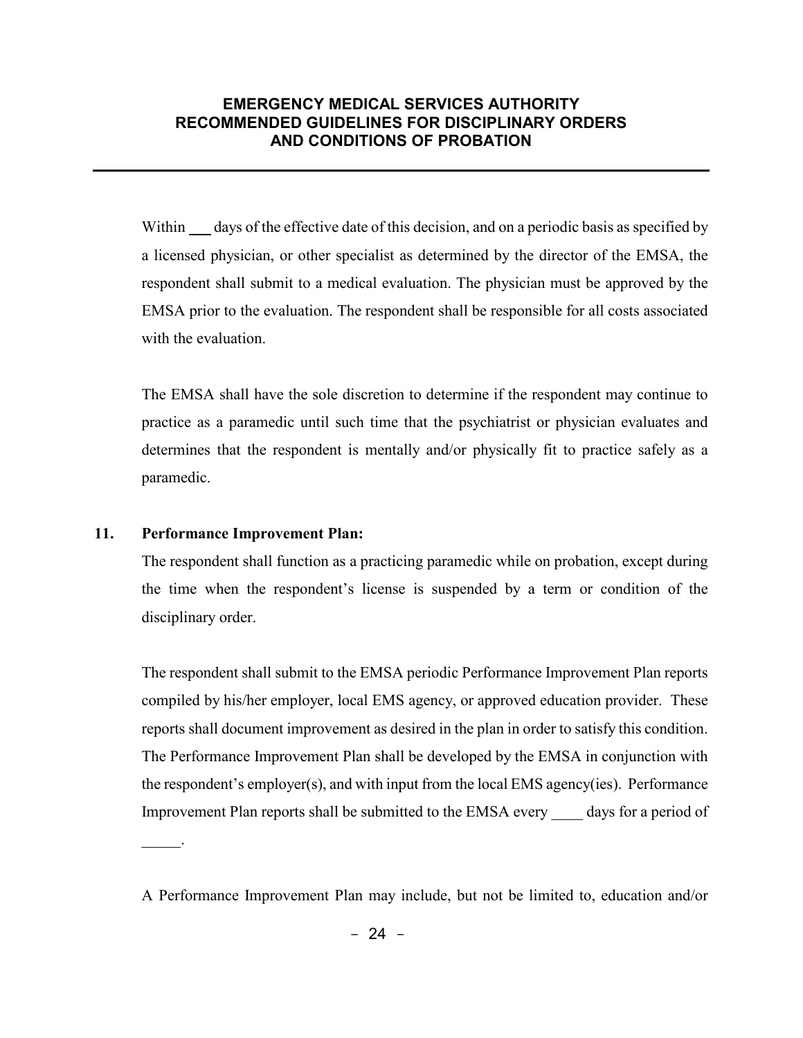Within ___ days of the effective date of this decision, and on a periodic basis as specified by a licensed physician, or other specialist as determined by the director of the EMSA, the respondent shall submit to a medical evaluation. The physician must be approved by the EMSA prior to the evaluation. The respondent shall be responsible for all costs associated with the evaluation.

The EMSA shall have the sole discretion to determine if the respondent may continue to practice as a paramedic until such time that the psychiatrist or physician evaluates and determines that the respondent is mentally and/or physically fit to practice safely as a paramedic.

**11. Performance Improvement Plan:**

The respondent shall function as a practicing paramedic while on probation, except during the time when the respondent's license is suspended by a term or condition of the disciplinary order.

The respondent shall submit to the EMSA periodic Performance Improvement Plan reports compiled by his/her employer, local EMS agency, or approved education provider. These reports shall document improvement as desired in the plan in order to satisfy this condition. The Performance Improvement Plan shall be developed by the EMSA in conjunction with the respondent's employer(s), and with input from the local EMS agency(ies). Performance Improvement Plan reports shall be submitted to the EMSA every ____ days for a period of _____.

A Performance Improvement Plan may include, but not be limited to, education and/or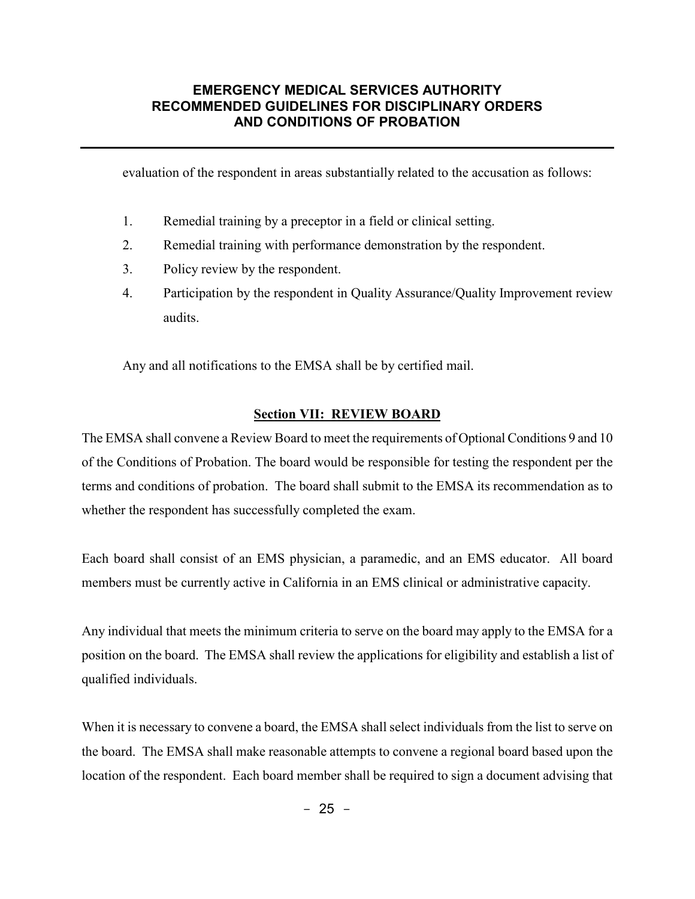evaluation of the respondent in areas substantially related to the accusation as follows:

1. Remedial training by a preceptor in a field or clinical setting.
2. Remedial training with performance demonstration by the respondent.
3. Policy review by the respondent.
4. Participation by the respondent in Quality Assurance/Quality Improvement review audits.

Any and all notifications to the EMSA shall be by certified mail.

## **Section VII: REVIEW BOARD**

The EMSA shall convene a Review Board to meet the requirements of Optional Conditions 9 and 10 of the Conditions of Probation. The board would be responsible for testing the respondent per the terms and conditions of probation. The board shall submit to the EMSA its recommendation as to whether the respondent has successfully completed the exam.

Each board shall consist of an EMS physician, a paramedic, and an EMS educator. All board members must be currently active in California in an EMS clinical or administrative capacity.

Any individual that meets the minimum criteria to serve on the board may apply to the EMSA for a position on the board. The EMSA shall review the applications for eligibility and establish a list of qualified individuals.

When it is necessary to convene a board, the EMSA shall select individuals from the list to serve on the board. The EMSA shall make reasonable attempts to convene a regional board based upon the location of the respondent. Each board member shall be required to sign a document advising that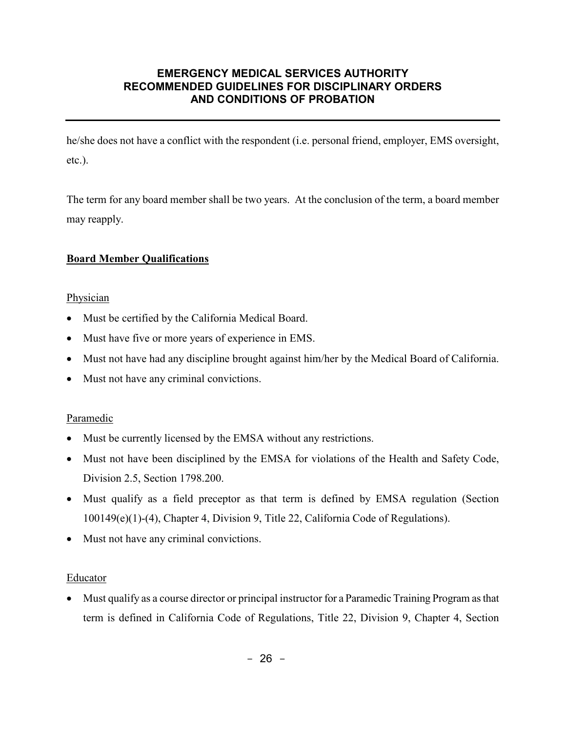he/she does not have a conflict with the respondent (i.e. personal friend, employer, EMS oversight, etc.).

The term for any board member shall be two years. At the conclusion of the term, a board member may reapply.

**Board Member Qualifications**

Physician

- Must be certified by the California Medical Board.
- Must have five or more years of experience in EMS.
- Must not have had any discipline brought against him/her by the Medical Board of California.
- Must not have any criminal convictions.

Paramedic

- Must be currently licensed by the EMSA without any restrictions.
- Must not have been disciplined by the EMSA for violations of the Health and Safety Code, Division 2.5, Section 1798.200.
- Must qualify as a field preceptor as that term is defined by EMSA regulation (Section 100149(e)(1)-(4), Chapter 4, Division 9, Title 22, California Code of Regulations).
- Must not have any criminal convictions.

Educator

- Must qualify as a course director or principal instructor for a Paramedic Training Program as that term is defined in California Code of Regulations, Title 22, Division 9, Chapter 4, Section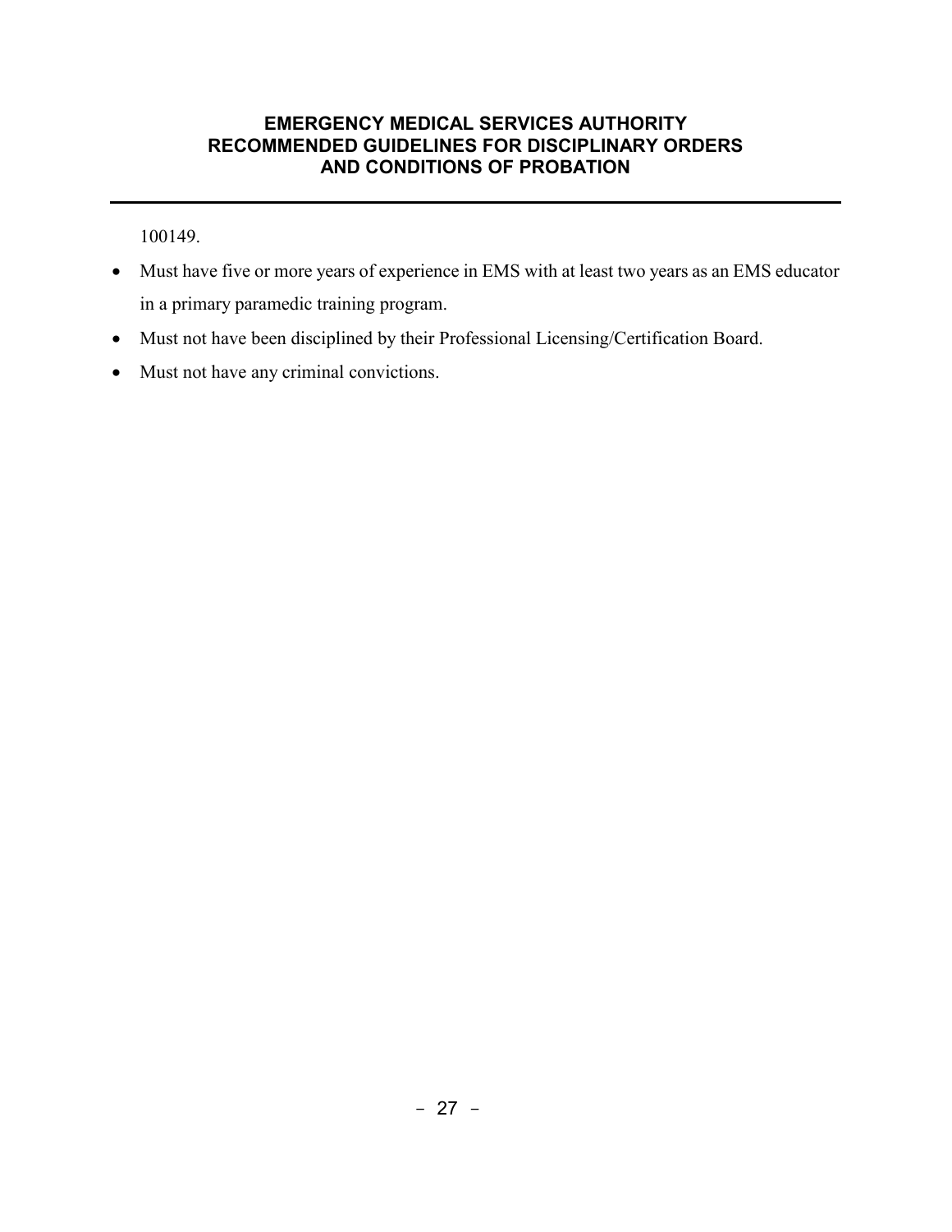100149.

- Must have five or more years of experience in EMS with at least two years as an EMS educator in a primary paramedic training program.
- Must not have been disciplined by their Professional Licensing/Certification Board.
- Must not have any criminal convictions.